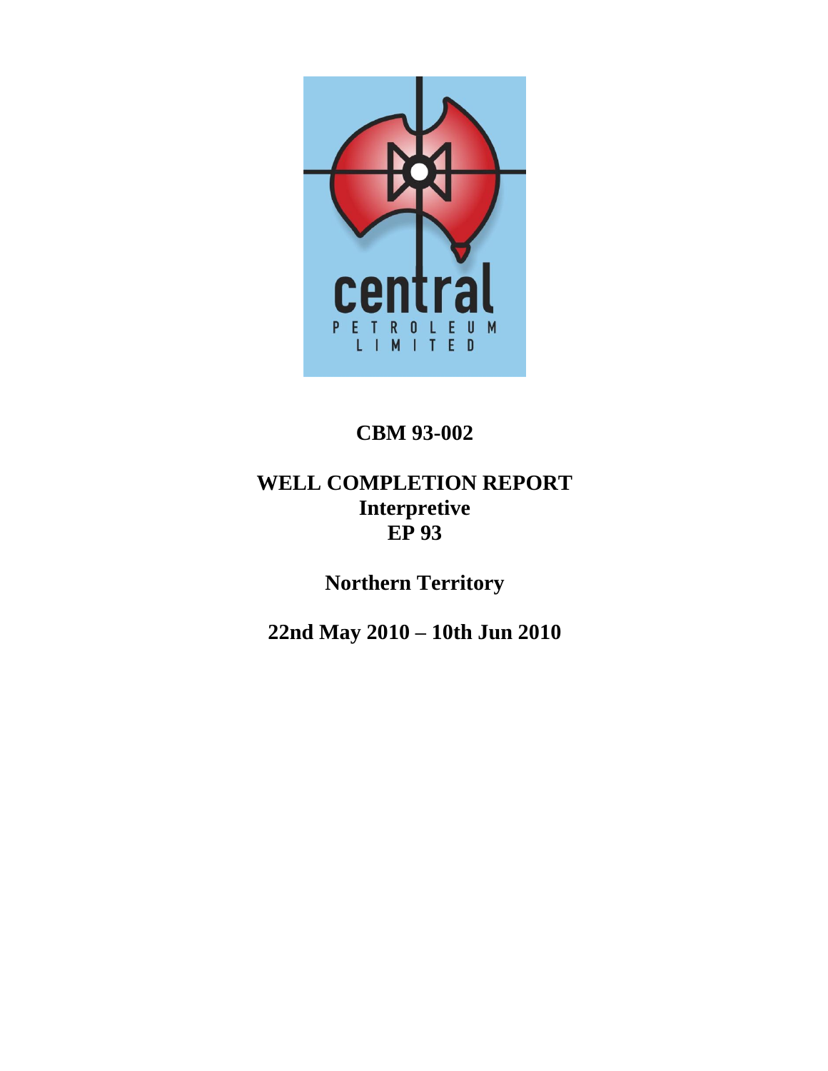# CBM 93-002

## WELL COMPLETION REPORT
## Interpretive
## EP 93

## Northern Territory

## 22nd May 2010 – 10th Jun 2010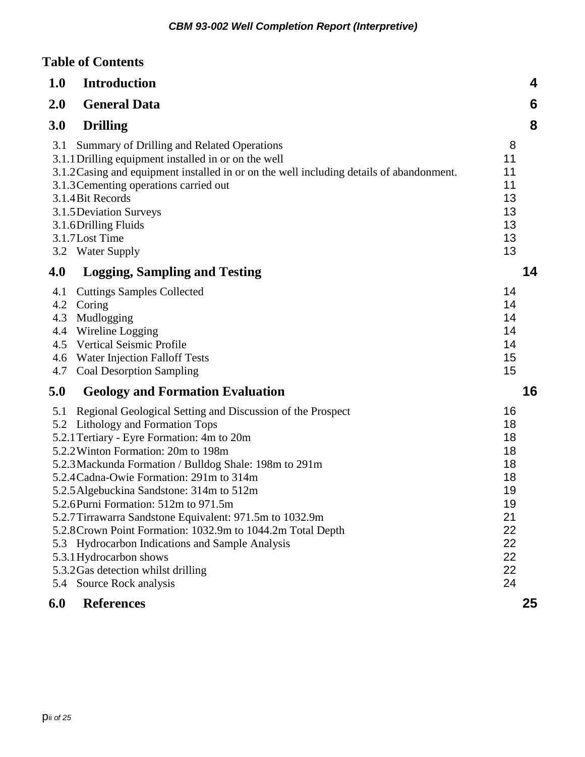## Table of Contents

| | | |
|---|---|---|
| **1.0** | **Introduction** | **4** |
| **2.0** | **General Data** | **6** |
| **3.0** | **Drilling** | **8** |
| 3.1 | Summary of Drilling and Related Operations | 8 |
| 3.1.1 | Drilling equipment installed in or on the well | 11 |
| 3.1.2 | Casing and equipment installed in or on the well including details of abandonment. | 11 |
| 3.1.3 | Cementing operations carried out | 11 |
| 3.1.4 | Bit Records | 13 |
| 3.1.5 | Deviation Surveys | 13 |
| 3.1.6 | Drilling Fluids | 13 |
| 3.1.7 | Lost Time | 13 |
| 3.2 | Water Supply | 13 |
| **4.0** | **Logging, Sampling and Testing** | **14** |
| 4.1 | Cuttings Samples Collected | 14 |
| 4.2 | Coring | 14 |
| 4.3 | Mudlogging | 14 |
| 4.4 | Wireline Logging | 14 |
| 4.5 | Vertical Seismic Profile | 14 |
| 4.6 | Water Injection Falloff Tests | 15 |
| 4.7 | Coal Desorption Sampling | 15 |
| **5.0** | **Geology and Formation Evaluation** | **16** |
| 5.1 | Regional Geological Setting and Discussion of the Prospect | 16 |
| 5.2 | Lithology and Formation Tops | 18 |
| 5.2.1 | Tertiary - Eyre Formation: 4m to 20m | 18 |
| 5.2.2 | Winton Formation: 20m to 198m | 18 |
| 5.2.3 | Mackunda Formation / Bulldog Shale: 198m to 291m | 18 |
| 5.2.4 | Cadna-Owie Formation: 291m to 314m | 18 |
| 5.2.5 | Algebuckina Sandstone: 314m to 512m | 19 |
| 5.2.6 | Purni Formation: 512m to 971.5m | 19 |
| 5.2.7 | Tirrawarra Sandstone Equivalent: 971.5m to 1032.9m | 21 |
| 5.2.8 | Crown Point Formation: 1032.9m to 1044.2m Total Depth | 22 |
| 5.3 | Hydrocarbon Indications and Sample Analysis | 22 |
| 5.3.1 | Hydrocarbon shows | 22 |
| 5.3.2 | Gas detection whilst drilling | 22 |
| 5.4 | Source Rock analysis | 24 |
| **6.0** | **References** | **25** |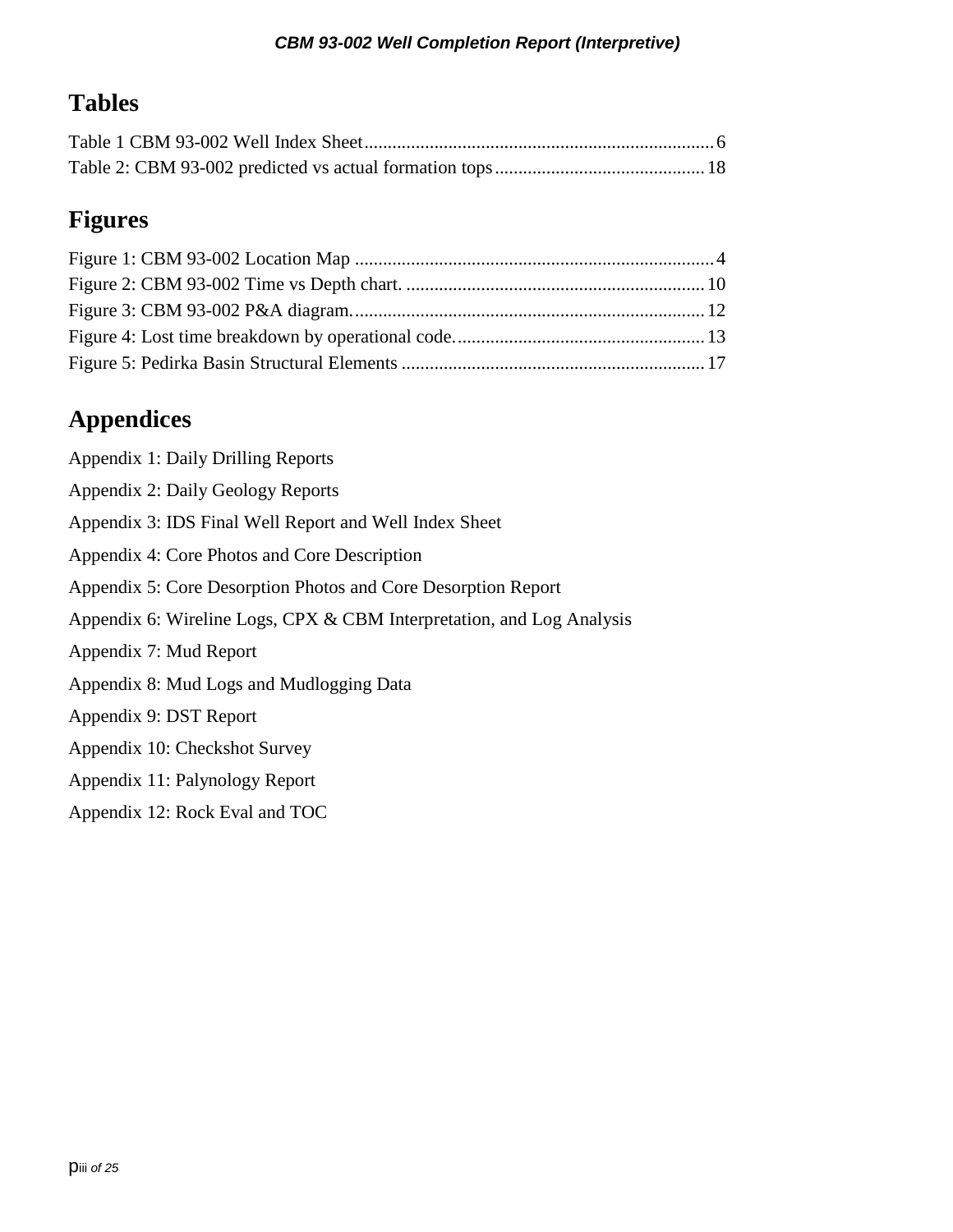# Tables

Table 1 CBM 93-002 Well Index Sheet........................................................................ 6

Table 2: CBM 93-002 predicted vs actual formation tops............................................ 18

# Figures

Figure 1: CBM 93-002 Location Map ............................................................................ 4

Figure 2: CBM 93-002 Time vs Depth chart. ............................................................... 10

Figure 3: CBM 93-002 P&A diagram........................................................................... 12

Figure 4: Lost time breakdown by operational code..................................................... 13

Figure 5: Pedirka Basin Structural Elements ................................................................ 17

# Appendices

Appendix 1: Daily Drilling Reports

Appendix 2: Daily Geology Reports

Appendix 3: IDS Final Well Report and Well Index Sheet

Appendix 4: Core Photos and Core Description

Appendix 5: Core Desorption Photos and Core Desorption Report

Appendix 6: Wireline Logs, CPX & CBM Interpretation, and Log Analysis

Appendix 7: Mud Report

Appendix 8: Mud Logs and Mudlogging Data

Appendix 9: DST Report

Appendix 10: Checkshot Survey

Appendix 11: Palynology Report

Appendix 12: Rock Eval and TOC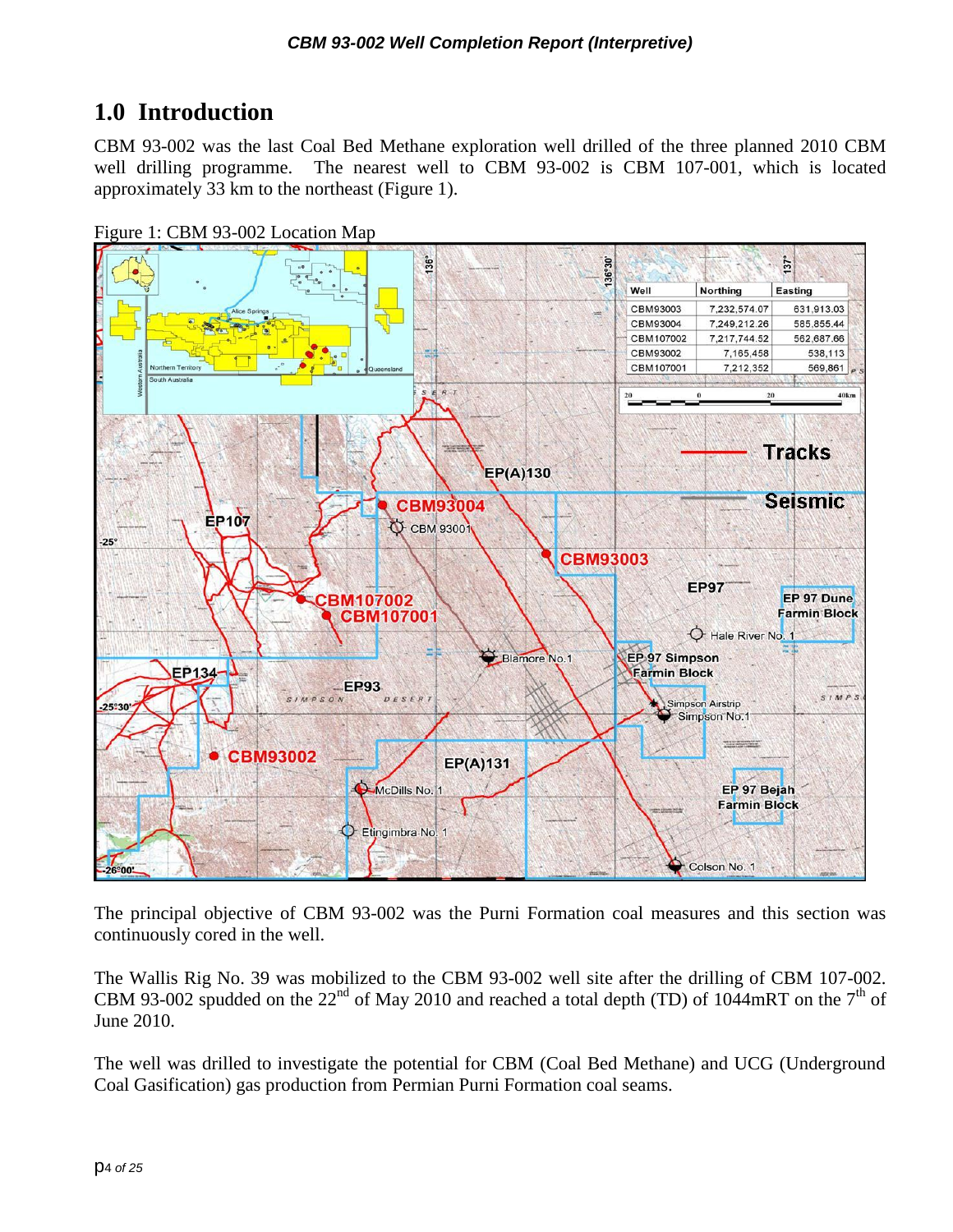# 1.0 Introduction

CBM 93-002 was the last Coal Bed Methane exploration well drilled of the three planned 2010 CBM well drilling programme. The nearest well to CBM 93-002 is CBM 107-001, which is located approximately 33 km to the northeast (Figure 1).

Figure 1: CBM 93-002 Location Map

| Well | Northing | Easting |
| --- | --- | --- |
| CBM93003 | 7,232,574.07 | 631,913.03 |
| CBM93004 | 7,249,212.26 | 585,855.44 |
| CBM107002 | 7,217,744.52 | 562,687.66 |
| CBM93002 | 7,165,458 | 538,113 |
| CBM107001 | 7,212,352 | 569,861 |

The principal objective of CBM 93-002 was the Purni Formation coal measures and this section was continuously cored in the well.

The Wallis Rig No. 39 was mobilized to the CBM 93-002 well site after the drilling of CBM 107-002. CBM 93-002 spudded on the 22nd of May 2010 and reached a total depth (TD) of 1044mRT on the 7th of June 2010.

The well was drilled to investigate the potential for CBM (Coal Bed Methane) and UCG (Underground Coal Gasification) gas production from Permian Purni Formation coal seams.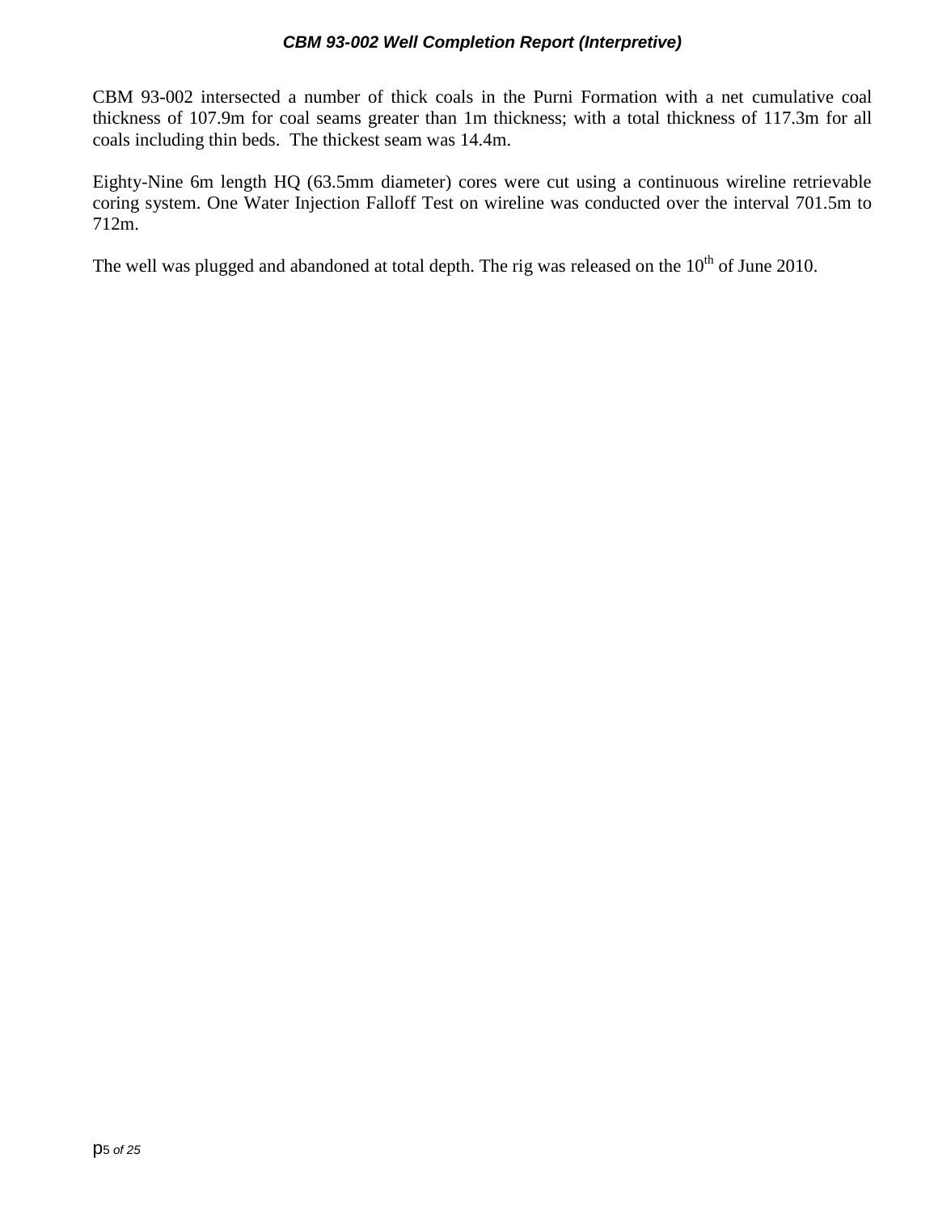CBM 93-002 intersected a number of thick coals in the Purni Formation with a net cumulative coal thickness of 107.9m for coal seams greater than 1m thickness; with a total thickness of 117.3m for all coals including thin beds.  The thickest seam was 14.4m.

Eighty-Nine 6m length HQ (63.5mm diameter) cores were cut using a continuous wireline retrievable coring system. One Water Injection Falloff Test on wireline was conducted over the interval 701.5m to 712m.

The well was plugged and abandoned at total depth. The rig was released on the 10th of June 2010.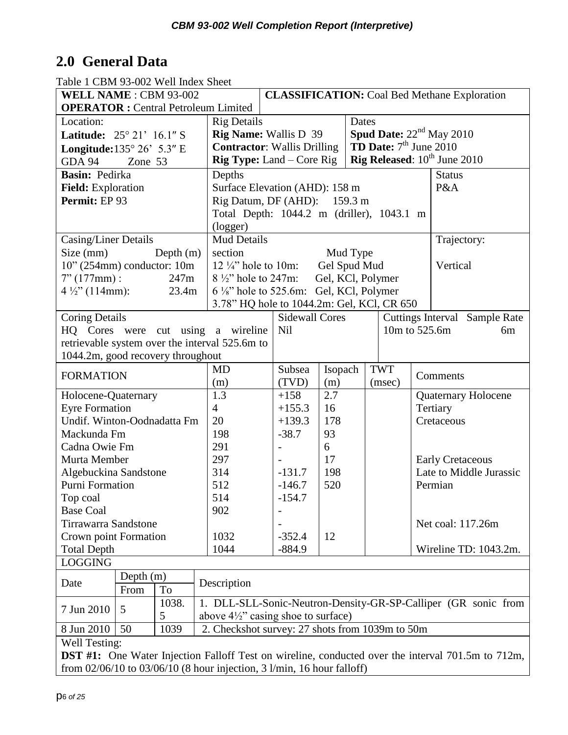## 2.0 General Data

Table 1 CBM 93-002 Well Index Sheet

| | | | | | |
|---|---|---|---|---|---|
| **WELL NAME** : CBM 93-002<br>**OPERATOR :** Central Petroleum Limited | | | **CLASSIFICATION:** Coal Bed Methane Exploration | | |
| Location:<br>**Latitude:** 25° 21' 16.1″ S<br>**Longitude:** 135° 26' 5.3″ E<br>GDA 94 Zone 53 | | Rig Details<br>**Rig Name:** Wallis D 39<br>**Contractor**: Wallis Drilling<br>**Rig Type:** Land – Core Rig | | Dates<br>**Spud Date:** 22nd May 2010<br>**TD Date:** 7th June 2010<br>**Rig Released**: 10th June 2010 | |
| **Basin:** Pedirka<br>**Field:** Exploration<br>**Permit:** EP 93 | | Depths<br>Surface Elevation (AHD): 158 m<br>Rig Datum, DF (AHD): 159.3 m<br>Total Depth: 1044.2 m (driller), 1043.1 m (logger) | | | Status<br>P&A |
| Casing/Liner Details<br>Size (mm) Depth (m)<br>10" (254mm) conductor: 10m<br>7" (177mm) : 247m<br>4 ½" (114mm): 23.4m | | Mud Details<br>section Mud Type<br>12 ¼" hole to 10m: Gel Spud Mud<br>8 ½" hole to 247m: Gel, KCl, Polymer<br>6 ⅛" hole to 525.6m: Gel, KCl, Polymer<br>3.78" HQ hole to 1044.2m: Gel, KCl, CR 650 | | | Trajectory:<br>Vertical |
| Coring Details<br>HQ Cores were cut using a wireline retrievable system over the interval 525.6m to 1044.2m, good recovery throughout | | | Sidewall Cores<br>Nil | Cuttings Interval Sample Rate<br>10m to 525.6m 6m | |

| FORMATION | MD (m) | Subsea (TVD) | Isopach (m) | TWT (msec) | Comments |
|---|---|---|---|---|---|
| Holocene-Quaternary | 1.3 | +158 | 2.7 | | Quaternary Holocene |
| Eyre Formation | 4 | +155.3 | 16 | | Tertiary |
| Undif. Winton-Oodnadatta Fm | 20 | +139.3 | 178 | | Cretaceous |
| Mackunda Fm | 198 | -38.7 | 93 | | |
| Cadna Owie Fm | 291 | - | 6 | | |
| Murta Member | 297 | - | 17 | | Early Cretaceous |
| Algebuckina Sandstone | 314 | -131.7 | 198 | | Late to Middle Jurassic |
| Purni Formation | 512 | -146.7 | 520 | | Permian |
| Top coal | 514 | -154.7 | | | |
| Base Coal | 902 | - | | | |
| Tirrawarra Sandstone | | - | | | Net coal: 117.26m |
| Crown point Formation | 1032 | -352.4 | 12 | | |
| Total Depth | 1044 | -884.9 | | | Wireline TD: 1043.2m. |

LOGGING

| Date | Depth (m) From | Depth (m) To | Description |
|---|---|---|---|
| 7 Jun 2010 | 5 | 1038.5 | 1. DLL-SLL-Sonic-Neutron-Density-GR-SP-Calliper (GR sonic from above 4½" casing shoe to surface) |
| 8 Jun 2010 | 50 | 1039 | 2. Checkshot survey: 27 shots from 1039m to 50m |

Well Testing:

**DST #1:** One Water Injection Falloff Test on wireline, conducted over the interval 701.5m to 712m, from 02/06/10 to 03/06/10 (8 hour injection, 3 l/min, 16 hour falloff)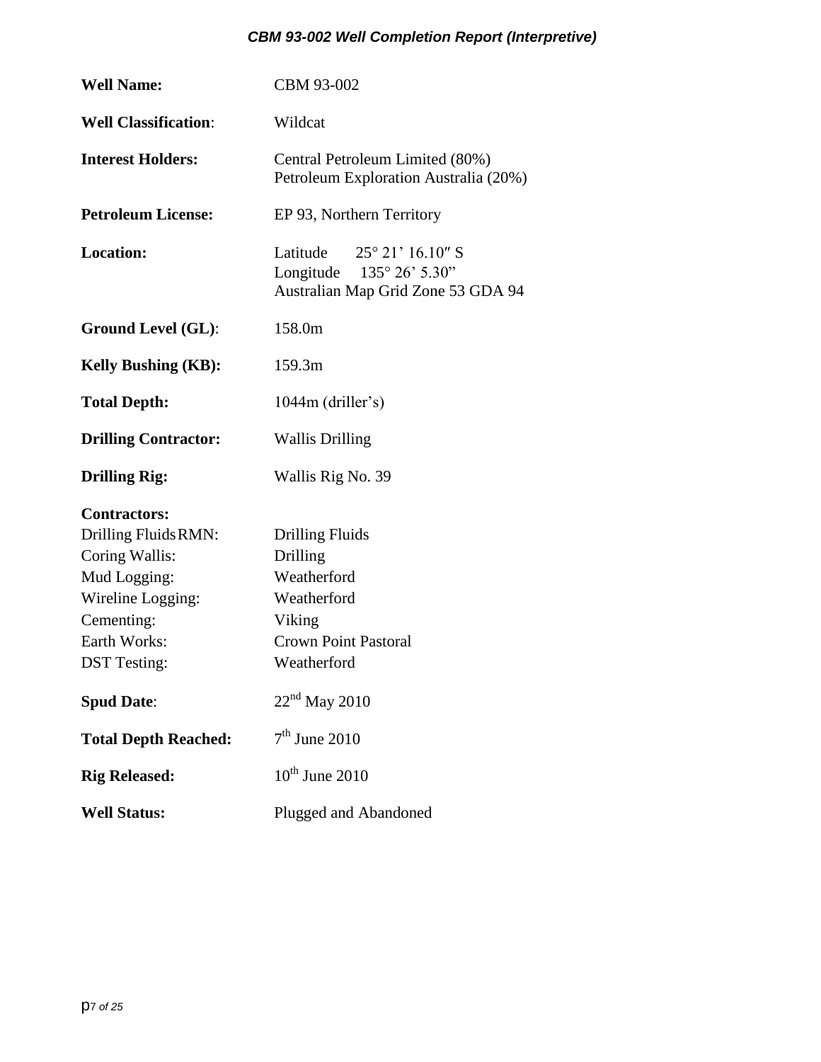| | |
|---|---|
| **Well Name:** | CBM 93-002 |
| **Well Classification**: | Wildcat |
| **Interest Holders:** | Central Petroleum Limited (80%)<br>Petroleum Exploration Australia (20%) |
| **Petroleum License:** | EP 93, Northern Territory |
| **Location:** | Latitude 25° 21' 16.10″ S<br>Longitude 135° 26' 5.30"<br>Australian Map Grid Zone 53 GDA 94 |
| **Ground Level (GL)**: | 158.0m |
| **Kelly Bushing (KB):** | 159.3m |
| **Total Depth:** | 1044m (driller's) |
| **Drilling Contractor:** | Wallis Drilling |
| **Drilling Rig:** | Wallis Rig No. 39 |
| **Contractors:** | |
| Drilling Fluids RMN: | Drilling Fluids |
| Coring Wallis: | Drilling |
| Mud Logging: | Weatherford |
| Wireline Logging: | Weatherford |
| Cementing: | Viking |
| Earth Works: | Crown Point Pastoral |
| DST Testing: | Weatherford |
| **Spud Date**: | 22nd May 2010 |
| **Total Depth Reached:** | 7th June 2010 |
| **Rig Released:** | 10th June 2010 |
| **Well Status:** | Plugged and Abandoned |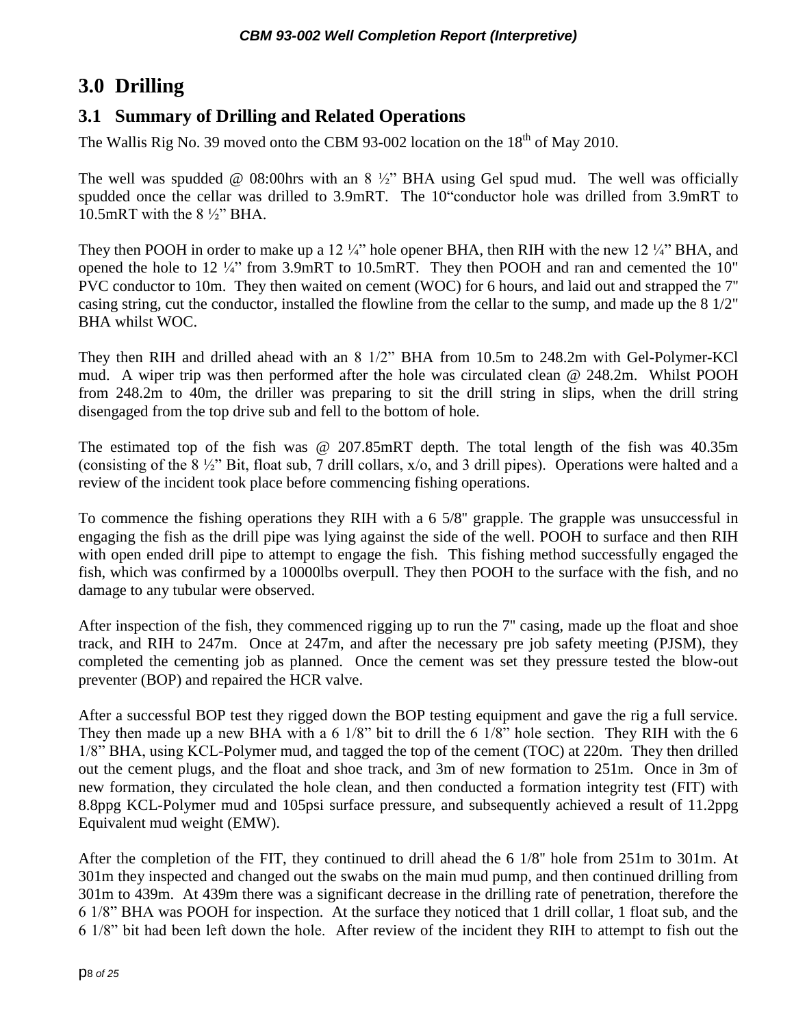# 3.0 Drilling

## 3.1 Summary of Drilling and Related Operations

The Wallis Rig No. 39 moved onto the CBM 93-002 location on the 18th of May 2010.

The well was spudded @ 08:00hrs with an 8 ½" BHA using Gel spud mud. The well was officially spudded once the cellar was drilled to 3.9mRT. The 10"conductor hole was drilled from 3.9mRT to 10.5mRT with the 8 ½" BHA.

They then POOH in order to make up a 12 ¼" hole opener BHA, then RIH with the new 12 ¼" BHA, and opened the hole to 12 ¼" from 3.9mRT to 10.5mRT. They then POOH and ran and cemented the 10" PVC conductor to 10m. They then waited on cement (WOC) for 6 hours, and laid out and strapped the 7" casing string, cut the conductor, installed the flowline from the cellar to the sump, and made up the 8 1/2" BHA whilst WOC.

They then RIH and drilled ahead with an 8 1/2" BHA from 10.5m to 248.2m with Gel-Polymer-KCl mud. A wiper trip was then performed after the hole was circulated clean @ 248.2m. Whilst POOH from 248.2m to 40m, the driller was preparing to sit the drill string in slips, when the drill string disengaged from the top drive sub and fell to the bottom of hole.

The estimated top of the fish was @ 207.85mRT depth. The total length of the fish was 40.35m (consisting of the 8 ½" Bit, float sub, 7 drill collars, x/o, and 3 drill pipes). Operations were halted and a review of the incident took place before commencing fishing operations.

To commence the fishing operations they RIH with a 6 5/8" grapple. The grapple was unsuccessful in engaging the fish as the drill pipe was lying against the side of the well. POOH to surface and then RIH with open ended drill pipe to attempt to engage the fish. This fishing method successfully engaged the fish, which was confirmed by a 10000lbs overpull. They then POOH to the surface with the fish, and no damage to any tubular were observed.

After inspection of the fish, they commenced rigging up to run the 7" casing, made up the float and shoe track, and RIH to 247m. Once at 247m, and after the necessary pre job safety meeting (PJSM), they completed the cementing job as planned. Once the cement was set they pressure tested the blow-out preventer (BOP) and repaired the HCR valve.

After a successful BOP test they rigged down the BOP testing equipment and gave the rig a full service. They then made up a new BHA with a 6 1/8" bit to drill the 6 1/8" hole section. They RIH with the 6 1/8" BHA, using KCL-Polymer mud, and tagged the top of the cement (TOC) at 220m. They then drilled out the cement plugs, and the float and shoe track, and 3m of new formation to 251m. Once in 3m of new formation, they circulated the hole clean, and then conducted a formation integrity test (FIT) with 8.8ppg KCL-Polymer mud and 105psi surface pressure, and subsequently achieved a result of 11.2ppg Equivalent mud weight (EMW).

After the completion of the FIT, they continued to drill ahead the 6 1/8" hole from 251m to 301m. At 301m they inspected and changed out the swabs on the main mud pump, and then continued drilling from 301m to 439m. At 439m there was a significant decrease in the drilling rate of penetration, therefore the 6 1/8" BHA was POOH for inspection. At the surface they noticed that 1 drill collar, 1 float sub, and the 6 1/8" bit had been left down the hole. After review of the incident they RIH to attempt to fish out the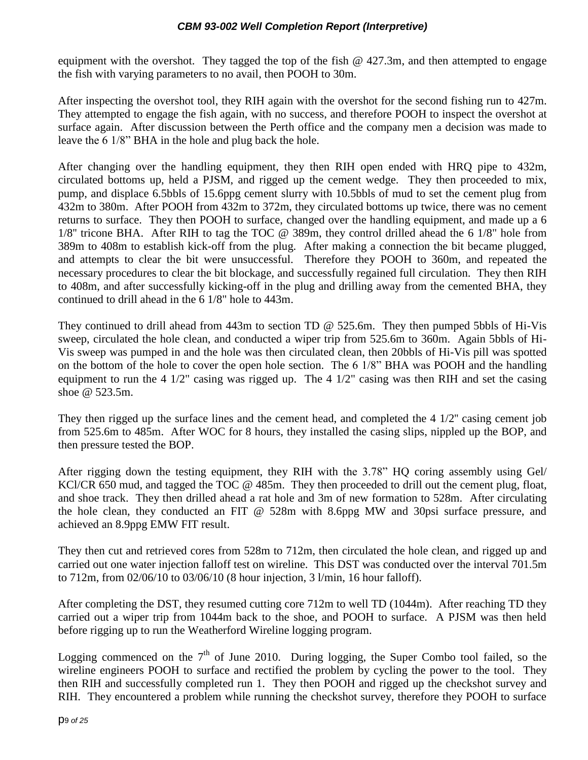equipment with the overshot. They tagged the top of the fish @ 427.3m, and then attempted to engage the fish with varying parameters to no avail, then POOH to 30m.

After inspecting the overshot tool, they RIH again with the overshot for the second fishing run to 427m. They attempted to engage the fish again, with no success, and therefore POOH to inspect the overshot at surface again. After discussion between the Perth office and the company men a decision was made to leave the 6 1/8” BHA in the hole and plug back the hole.

After changing over the handling equipment, they then RIH open ended with HRQ pipe to 432m, circulated bottoms up, held a PJSM, and rigged up the cement wedge. They then proceeded to mix, pump, and displace 6.5bbls of 15.6ppg cement slurry with 10.5bbls of mud to set the cement plug from 432m to 380m. After POOH from 432m to 372m, they circulated bottoms up twice, there was no cement returns to surface. They then POOH to surface, changed over the handling equipment, and made up a 6 1/8" tricone BHA. After RIH to tag the TOC @ 389m, they control drilled ahead the 6 1/8" hole from 389m to 408m to establish kick-off from the plug. After making a connection the bit became plugged, and attempts to clear the bit were unsuccessful. Therefore they POOH to 360m, and repeated the necessary procedures to clear the bit blockage, and successfully regained full circulation. They then RIH to 408m, and after successfully kicking-off in the plug and drilling away from the cemented BHA, they continued to drill ahead in the 6 1/8" hole to 443m.

They continued to drill ahead from 443m to section TD @ 525.6m. They then pumped 5bbls of Hi-Vis sweep, circulated the hole clean, and conducted a wiper trip from 525.6m to 360m. Again 5bbls of Hi-Vis sweep was pumped in and the hole was then circulated clean, then 20bbls of Hi-Vis pill was spotted on the bottom of the hole to cover the open hole section. The 6 1/8” BHA was POOH and the handling equipment to run the 4 1/2" casing was rigged up. The 4 1/2" casing was then RIH and set the casing shoe @ 523.5m.

They then rigged up the surface lines and the cement head, and completed the 4 1/2" casing cement job from 525.6m to 485m. After WOC for 8 hours, they installed the casing slips, nippled up the BOP, and then pressure tested the BOP.

After rigging down the testing equipment, they RIH with the 3.78” HQ coring assembly using Gel/ KCl/CR 650 mud, and tagged the TOC @ 485m. They then proceeded to drill out the cement plug, float, and shoe track. They then drilled ahead a rat hole and 3m of new formation to 528m. After circulating the hole clean, they conducted an FIT @ 528m with 8.6ppg MW and 30psi surface pressure, and achieved an 8.9ppg EMW FIT result.

They then cut and retrieved cores from 528m to 712m, then circulated the hole clean, and rigged up and carried out one water injection falloff test on wireline. This DST was conducted over the interval 701.5m to 712m, from 02/06/10 to 03/06/10 (8 hour injection, 3 l/min, 16 hour falloff).

After completing the DST, they resumed cutting core 712m to well TD (1044m). After reaching TD they carried out a wiper trip from 1044m back to the shoe, and POOH to surface. A PJSM was then held before rigging up to run the Weatherford Wireline logging program.

Logging commenced on the 7th of June 2010. During logging, the Super Combo tool failed, so the wireline engineers POOH to surface and rectified the problem by cycling the power to the tool. They then RIH and successfully completed run 1. They then POOH and rigged up the checkshot survey and RIH. They encountered a problem while running the checkshot survey, therefore they POOH to surface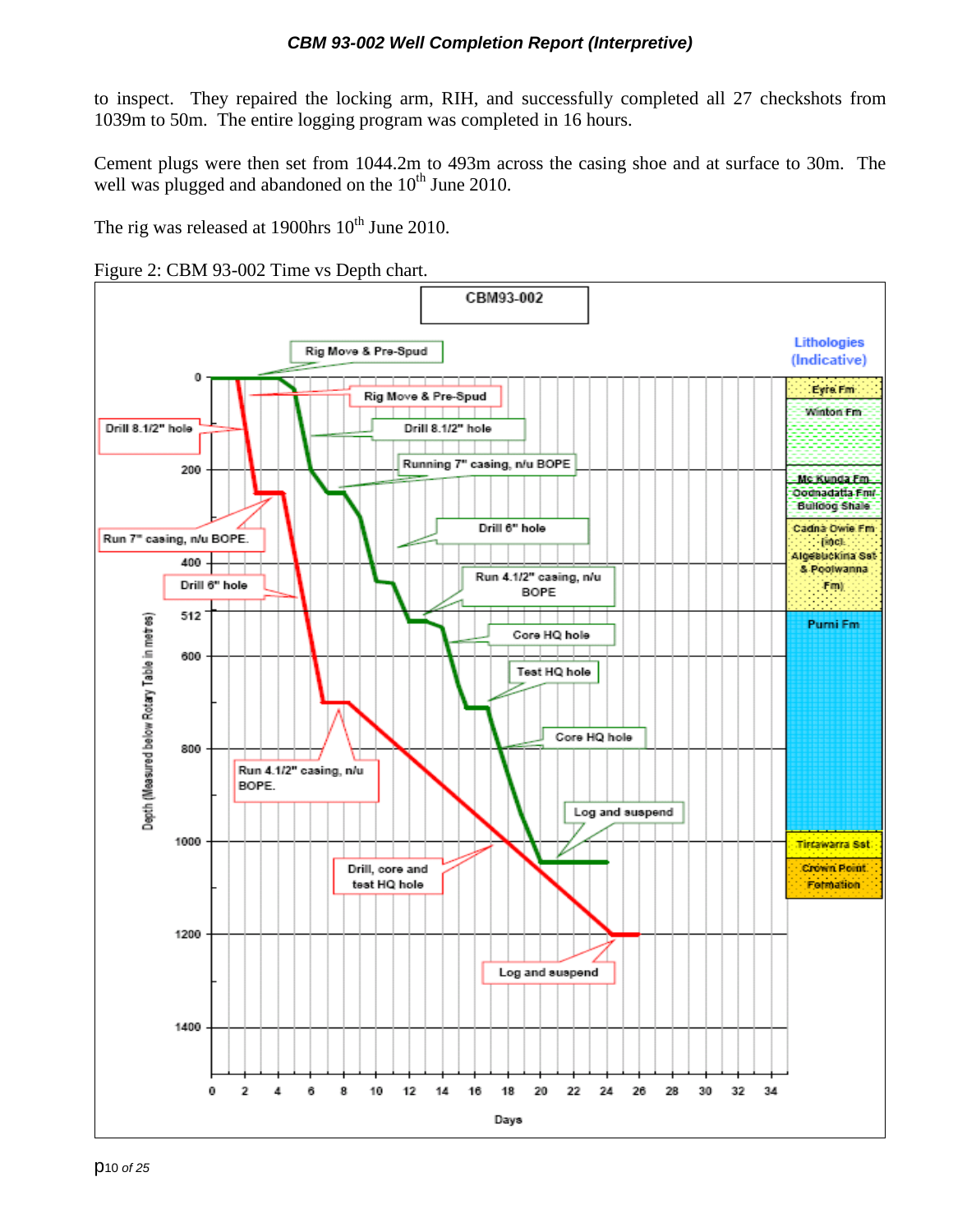to inspect. They repaired the locking arm, RIH, and successfully completed all 27 checkshots from 1039m to 50m. The entire logging program was completed in 16 hours.

Cement plugs were then set from 1044.2m to 493m across the casing shoe and at surface to 30m. The well was plugged and abandoned on the 10th June 2010.

The rig was released at 1900hrs 10th June 2010.

Figure 2: CBM 93-002 Time vs Depth chart.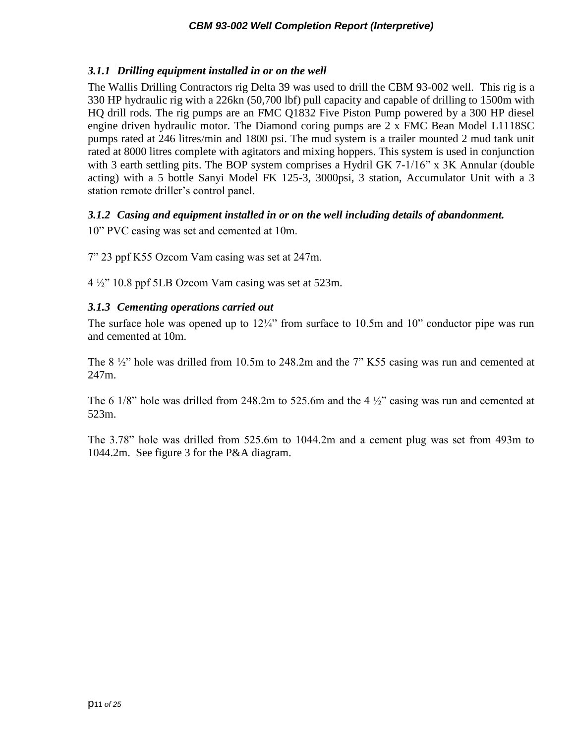### 3.1.1 Drilling equipment installed in or on the well

The Wallis Drilling Contractors rig Delta 39 was used to drill the CBM 93-002 well. This rig is a 330 HP hydraulic rig with a 226kn (50,700 lbf) pull capacity and capable of drilling to 1500m with HQ drill rods. The rig pumps are an FMC Q1832 Five Piston Pump powered by a 300 HP diesel engine driven hydraulic motor. The Diamond coring pumps are 2 x FMC Bean Model L1118SC pumps rated at 246 litres/min and 1800 psi. The mud system is a trailer mounted 2 mud tank unit rated at 8000 litres complete with agitators and mixing hoppers. This system is used in conjunction with 3 earth settling pits. The BOP system comprises a Hydril GK 7-1/16" x 3K Annular (double acting) with a 5 bottle Sanyi Model FK 125-3, 3000psi, 3 station, Accumulator Unit with a 3 station remote driller's control panel.

### 3.1.2 Casing and equipment installed in or on the well including details of abandonment.

10" PVC casing was set and cemented at 10m.

7" 23 ppf K55 Ozcom Vam casing was set at 247m.

4 ½" 10.8 ppf 5LB Ozcom Vam casing was set at 523m.

### 3.1.3 Cementing operations carried out

The surface hole was opened up to 12¼" from surface to 10.5m and 10" conductor pipe was run and cemented at 10m.

The 8 ½" hole was drilled from 10.5m to 248.2m and the 7" K55 casing was run and cemented at 247m.

The 6 1/8" hole was drilled from 248.2m to 525.6m and the 4 ½" casing was run and cemented at 523m.

The 3.78" hole was drilled from 525.6m to 1044.2m and a cement plug was set from 493m to 1044.2m. See figure 3 for the P&A diagram.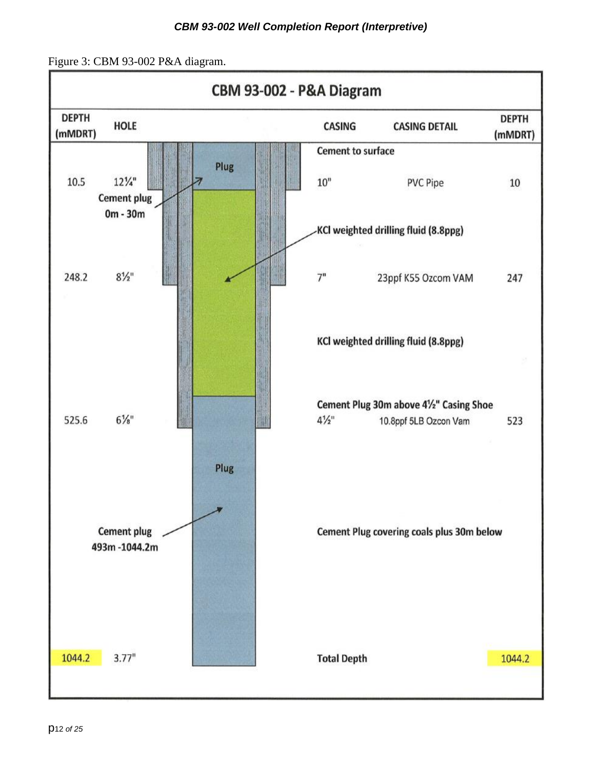Figure 3: CBM 93-002 P&A diagram.

## CBM 93-002 - P&A Diagram

| DEPTH (mMDRT) | HOLE | | CASING | CASING DETAIL | DEPTH (mMDRT) |
|---|---|---|---|---|---|
| | | Plug | Cement to surface | | |
| 10.5 | 12¼" | Cement plug 0m - 30m | 10" | PVC Pipe | 10 |
| | | | KCl weighted drilling fluid (8.8ppg) | | |
| 248.2 | 8½" | | 7" | 23ppf K55 Ozcom VAM | 247 |
| | | | KCl weighted drilling fluid (8.8ppg) | | |
| | | | Cement Plug 30m above 4½" Casing Shoe | | |
| 525.6 | 6⅞" | | 4½" | 10.8ppf 5LB Ozcon Vam | 523 |
| | | Plug | | | |
| | | Cement plug 493m -1044.2m | Cement Plug covering coals plus 30m below | | |
| 1044.2 | 3.77" | | Total Depth | | 1044.2 |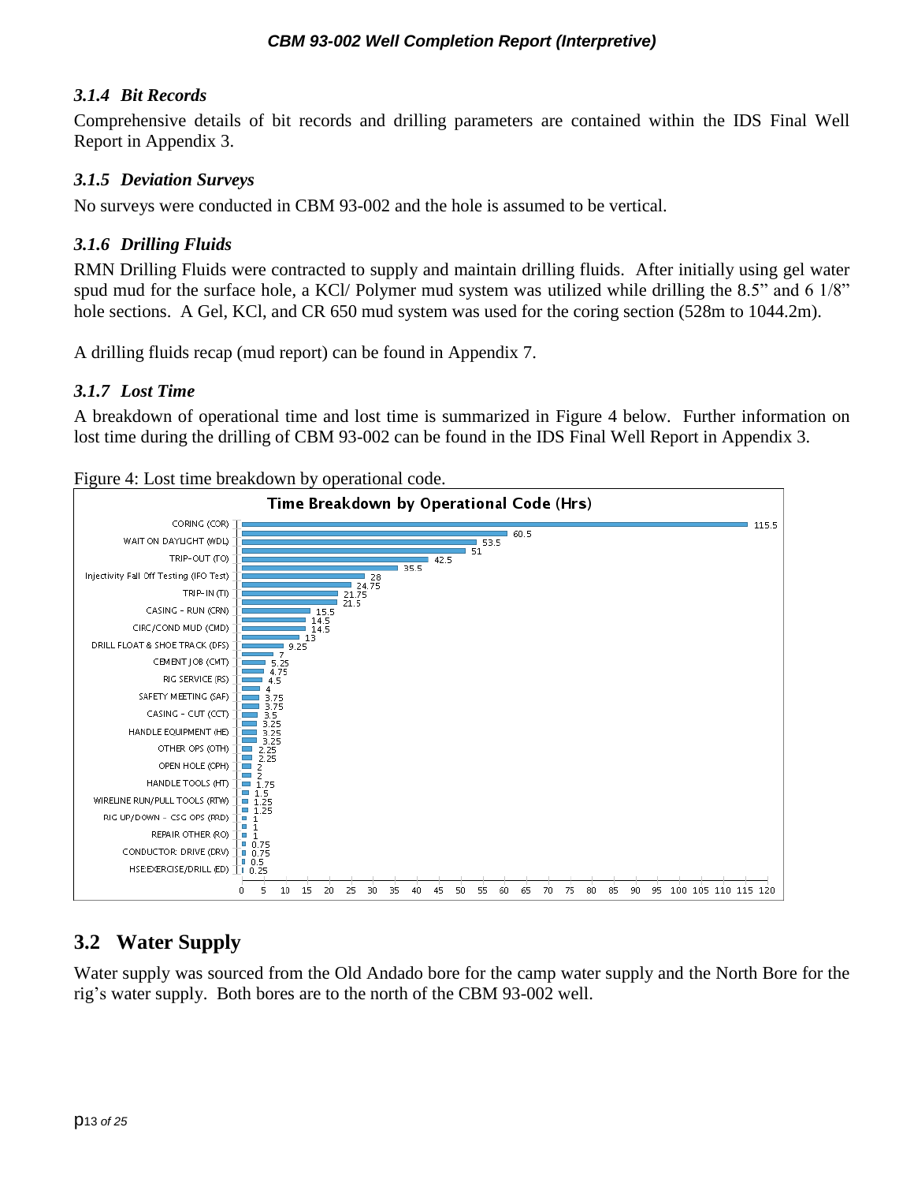### 3.1.4 *Bit Records*

Comprehensive details of bit records and drilling parameters are contained within the IDS Final Well Report in Appendix 3.

### 3.1.5 *Deviation Surveys*

No surveys were conducted in CBM 93-002 and the hole is assumed to be vertical.

### 3.1.6 *Drilling Fluids*

RMN Drilling Fluids were contracted to supply and maintain drilling fluids. After initially using gel water spud mud for the surface hole, a KCl/ Polymer mud system was utilized while drilling the 8.5" and 6 1/8" hole sections. A Gel, KCl, and CR 650 mud system was used for the coring section (528m to 1044.2m).

A drilling fluids recap (mud report) can be found in Appendix 7.

### 3.1.7 *Lost Time*

A breakdown of operational time and lost time is summarized in Figure 4 below. Further information on lost time during the drilling of CBM 93-002 can be found in the IDS Final Well Report in Appendix 3.

Figure 4: Lost time breakdown by operational code.

**Time Breakdown by Operational Code (Hrs)**

| Operational Code | Hrs |
| --- | --- |
| CORING (COR) | 115.5 |
| | 60.5 |
| WAIT ON DAYLIGHT (WDL) | 53.5 |
| | 51 |
| TRIP-OUT (TO) | 42.5 |
| | 35.5 |
| Injectivity Fall Off Testing (IFO Test) | 28 |
| | 24.75 |
| TRIP-IN (TI) | 21.75 |
| | 21.5 |
| CASING - RUN (CRN) | 15.5 |
| | 14.5 |
| CIRC/COND MUD (CMD) | 14.5 |
| | 13 |
| DRILL FLOAT & SHOE TRACK (DFS) | 9.25 |
| | 7 |
| CEMENT JOB (CMT) | 5.25 |
| | 4.75 |
| RIG SERVICE (RS) | 4.5 |
| | 4 |
| SAFETY MEETING (SAF) | 3.75 |
| | 3.75 |
| CASING - CUT (CCT) | 3.5 |
| | 3.25 |
| HANDLE EQUIPMENT (HE) | 3.25 |
| | 3.25 |
| OTHER OPS (OTH) | 2.25 |
| | 2.25 |
| OPEN HOLE (OPH) | 2 |
| | 2 |
| HANDLE TOOLS (HT) | 1.75 |
| | 1.5 |
| WIRELINE RUN/PULL TOOLS (RTW) | 1.25 |
| | 1.25 |
| RIG UP/DOWN - CSG OPS (RRD) | 1 |
| | 1 |
| REPAIR OTHER (RO) | 1 |
| | 0.75 |
| CONDUCTOR: DRIVE (DRV) | 0.75 |
| | 0.5 |
| HSE:EXERCISE/DRILL (ED) | 0.25 |

## 3.2 Water Supply

Water supply was sourced from the Old Andado bore for the camp water supply and the North Bore for the rig's water supply. Both bores are to the north of the CBM 93-002 well.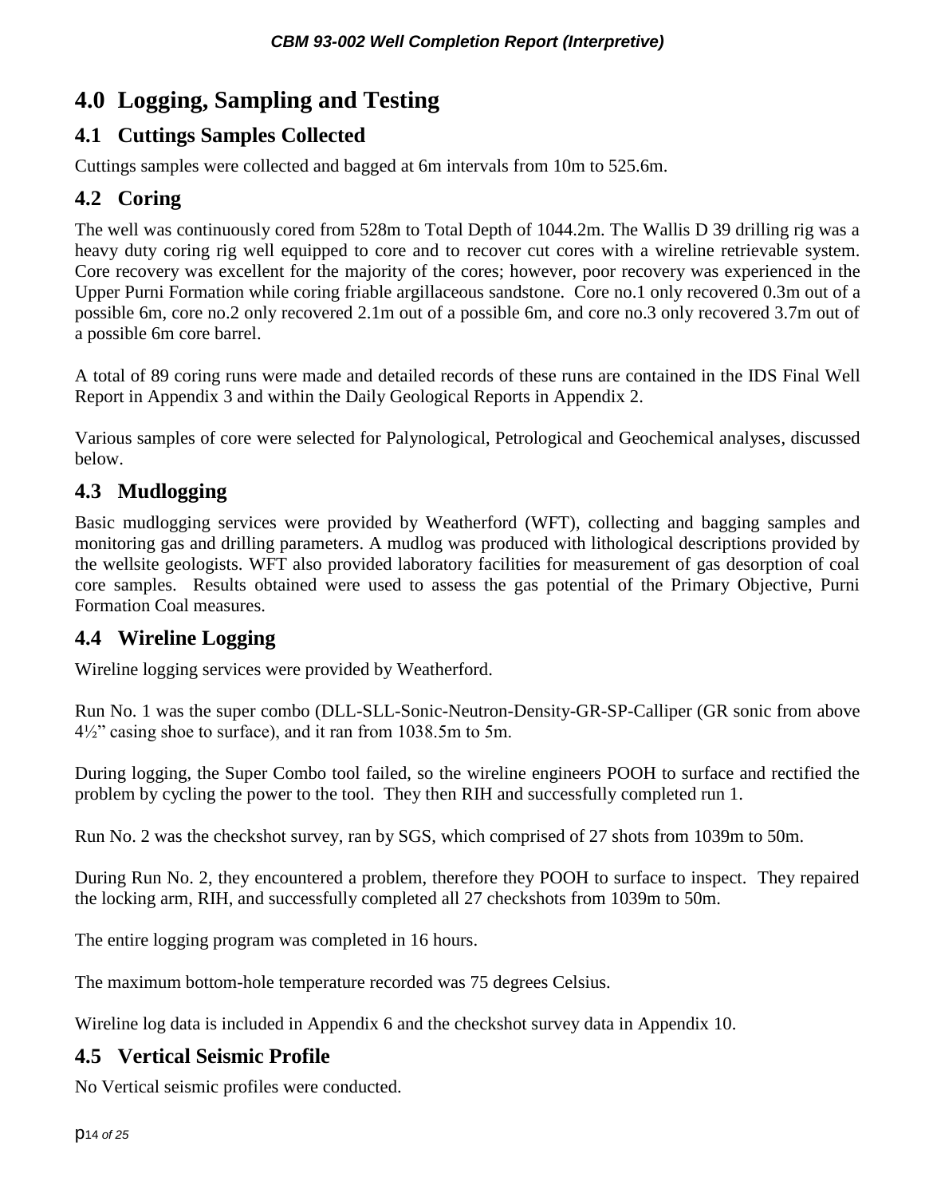# 4.0 Logging, Sampling and Testing

## 4.1 Cuttings Samples Collected

Cuttings samples were collected and bagged at 6m intervals from 10m to 525.6m.

## 4.2 Coring

The well was continuously cored from 528m to Total Depth of 1044.2m. The Wallis D 39 drilling rig was a heavy duty coring rig well equipped to core and to recover cut cores with a wireline retrievable system. Core recovery was excellent for the majority of the cores; however, poor recovery was experienced in the Upper Purni Formation while coring friable argillaceous sandstone. Core no.1 only recovered 0.3m out of a possible 6m, core no.2 only recovered 2.1m out of a possible 6m, and core no.3 only recovered 3.7m out of a possible 6m core barrel.

A total of 89 coring runs were made and detailed records of these runs are contained in the IDS Final Well Report in Appendix 3 and within the Daily Geological Reports in Appendix 2.

Various samples of core were selected for Palynological, Petrological and Geochemical analyses, discussed below.

## 4.3 Mudlogging

Basic mudlogging services were provided by Weatherford (WFT), collecting and bagging samples and monitoring gas and drilling parameters. A mudlog was produced with lithological descriptions provided by the wellsite geologists. WFT also provided laboratory facilities for measurement of gas desorption of coal core samples. Results obtained were used to assess the gas potential of the Primary Objective, Purni Formation Coal measures.

## 4.4 Wireline Logging

Wireline logging services were provided by Weatherford.

Run No. 1 was the super combo (DLL-SLL-Sonic-Neutron-Density-GR-SP-Calliper (GR sonic from above 4½" casing shoe to surface), and it ran from 1038.5m to 5m.

During logging, the Super Combo tool failed, so the wireline engineers POOH to surface and rectified the problem by cycling the power to the tool. They then RIH and successfully completed run 1.

Run No. 2 was the checkshot survey, ran by SGS, which comprised of 27 shots from 1039m to 50m.

During Run No. 2, they encountered a problem, therefore they POOH to surface to inspect. They repaired the locking arm, RIH, and successfully completed all 27 checkshots from 1039m to 50m.

The entire logging program was completed in 16 hours.

The maximum bottom-hole temperature recorded was 75 degrees Celsius.

Wireline log data is included in Appendix 6 and the checkshot survey data in Appendix 10.

## 4.5 Vertical Seismic Profile

No Vertical seismic profiles were conducted.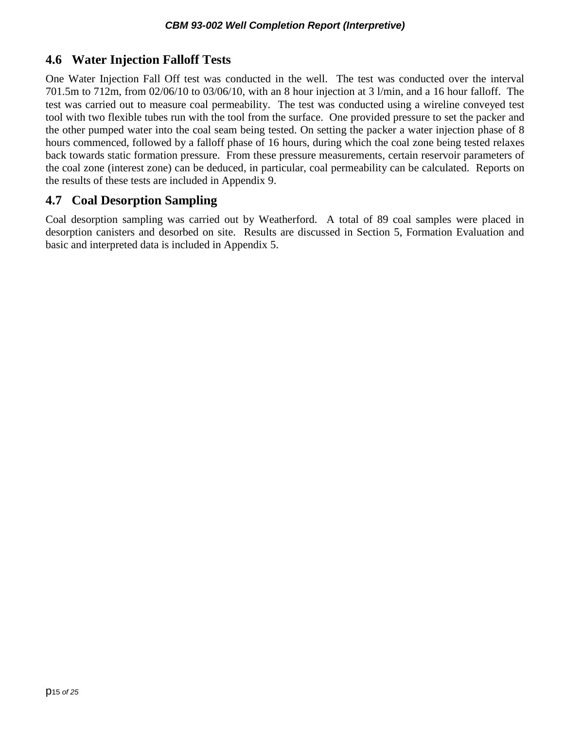## 4.6 Water Injection Falloff Tests

One Water Injection Fall Off test was conducted in the well. The test was conducted over the interval 701.5m to 712m, from 02/06/10 to 03/06/10, with an 8 hour injection at 3 l/min, and a 16 hour falloff. The test was carried out to measure coal permeability. The test was conducted using a wireline conveyed test tool with two flexible tubes run with the tool from the surface. One provided pressure to set the packer and the other pumped water into the coal seam being tested. On setting the packer a water injection phase of 8 hours commenced, followed by a falloff phase of 16 hours, during which the coal zone being tested relaxes back towards static formation pressure. From these pressure measurements, certain reservoir parameters of the coal zone (interest zone) can be deduced, in particular, coal permeability can be calculated. Reports on the results of these tests are included in Appendix 9.

## 4.7 Coal Desorption Sampling

Coal desorption sampling was carried out by Weatherford. A total of 89 coal samples were placed in desorption canisters and desorbed on site. Results are discussed in Section 5, Formation Evaluation and basic and interpreted data is included in Appendix 5.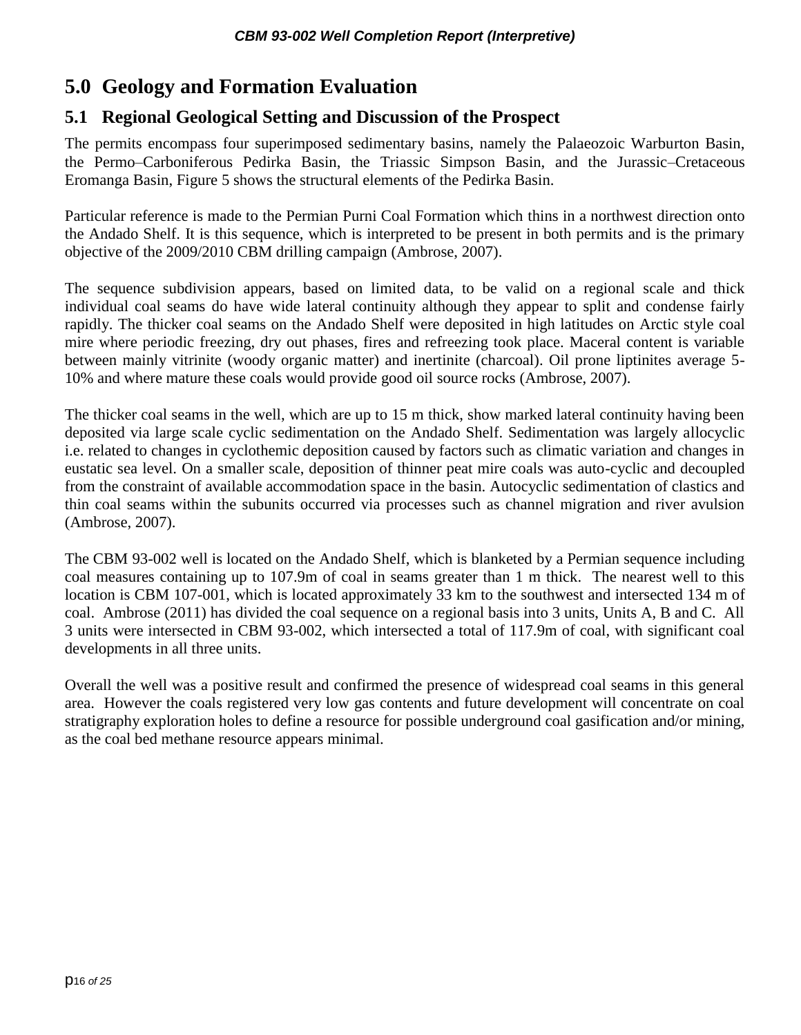# 5.0 Geology and Formation Evaluation

## 5.1 Regional Geological Setting and Discussion of the Prospect

The permits encompass four superimposed sedimentary basins, namely the Palaeozoic Warburton Basin, the Permo–Carboniferous Pedirka Basin, the Triassic Simpson Basin, and the Jurassic–Cretaceous Eromanga Basin, Figure 5 shows the structural elements of the Pedirka Basin.

Particular reference is made to the Permian Purni Coal Formation which thins in a northwest direction onto the Andado Shelf. It is this sequence, which is interpreted to be present in both permits and is the primary objective of the 2009/2010 CBM drilling campaign (Ambrose, 2007).

The sequence subdivision appears, based on limited data, to be valid on a regional scale and thick individual coal seams do have wide lateral continuity although they appear to split and condense fairly rapidly. The thicker coal seams on the Andado Shelf were deposited in high latitudes on Arctic style coal mire where periodic freezing, dry out phases, fires and refreezing took place. Maceral content is variable between mainly vitrinite (woody organic matter) and inertinite (charcoal). Oil prone liptinites average 5-10% and where mature these coals would provide good oil source rocks (Ambrose, 2007).

The thicker coal seams in the well, which are up to 15 m thick, show marked lateral continuity having been deposited via large scale cyclic sedimentation on the Andado Shelf. Sedimentation was largely allocyclic i.e. related to changes in cyclothemic deposition caused by factors such as climatic variation and changes in eustatic sea level. On a smaller scale, deposition of thinner peat mire coals was auto-cyclic and decoupled from the constraint of available accommodation space in the basin. Autocyclic sedimentation of clastics and thin coal seams within the subunits occurred via processes such as channel migration and river avulsion (Ambrose, 2007).

The CBM 93-002 well is located on the Andado Shelf, which is blanketed by a Permian sequence including coal measures containing up to 107.9m of coal in seams greater than 1 m thick. The nearest well to this location is CBM 107-001, which is located approximately 33 km to the southwest and intersected 134 m of coal. Ambrose (2011) has divided the coal sequence on a regional basis into 3 units, Units A, B and C. All 3 units were intersected in CBM 93-002, which intersected a total of 117.9m of coal, with significant coal developments in all three units.

Overall the well was a positive result and confirmed the presence of widespread coal seams in this general area. However the coals registered very low gas contents and future development will concentrate on coal stratigraphy exploration holes to define a resource for possible underground coal gasification and/or mining, as the coal bed methane resource appears minimal.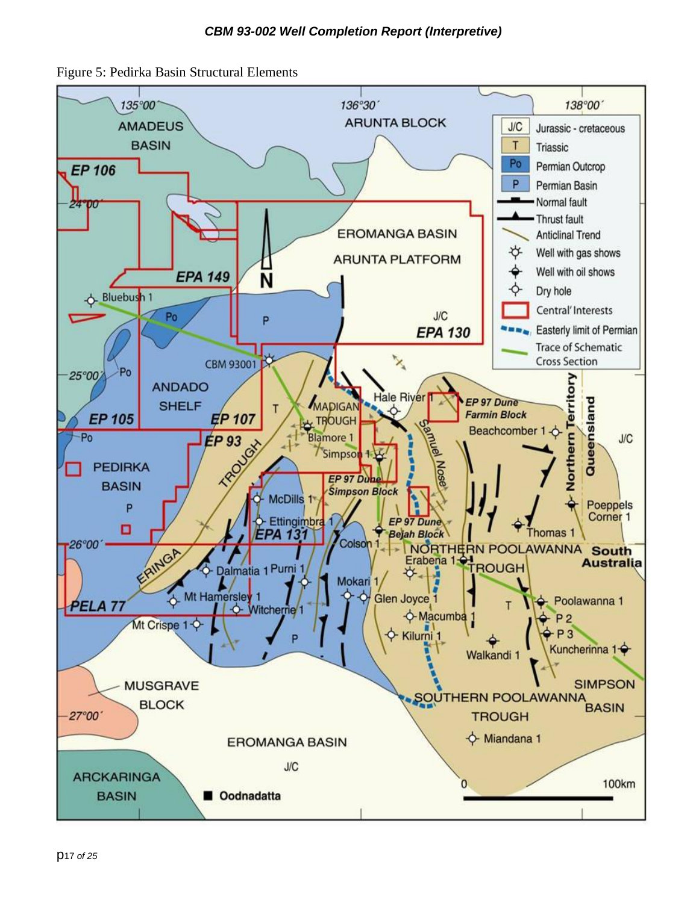Figure 5: Pedirka Basin Structural Elements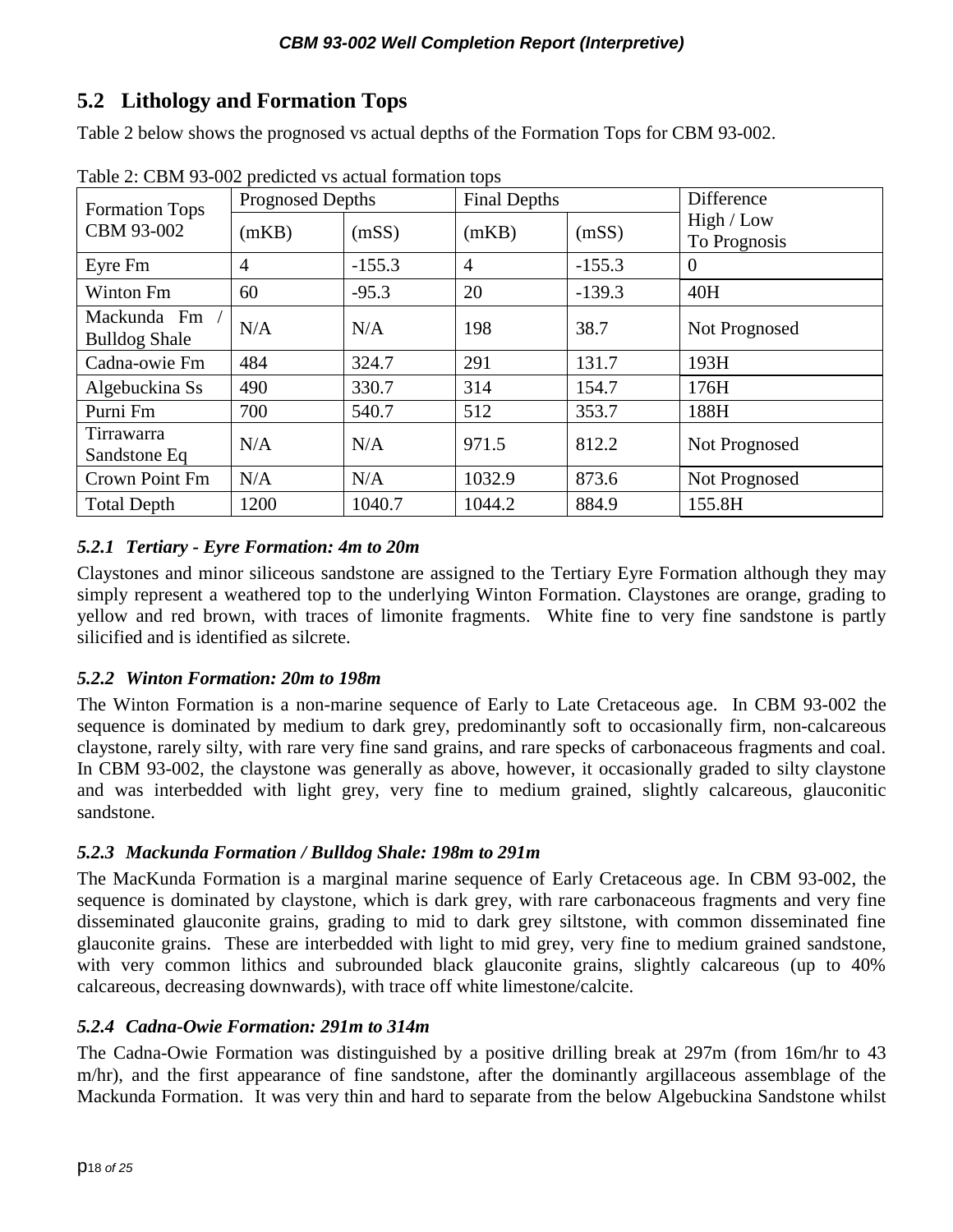## 5.2 Lithology and Formation Tops

Table 2 below shows the prognosed vs actual depths of the Formation Tops for CBM 93-002.

Table 2: CBM 93-002 predicted vs actual formation tops

| Formation Tops CBM 93-002 | Prognosed Depths | | Final Depths | | Difference High / Low To Prognosis |
|---|---|---|---|---|---|
| | (mKB) | (mSS) | (mKB) | (mSS) | |
| Eyre Fm | 4 | -155.3 | 4 | -155.3 | 0 |
| Winton Fm | 60 | -95.3 | 20 | -139.3 | 40H |
| Mackunda Fm / Bulldog Shale | N/A | N/A | 198 | 38.7 | Not Prognosed |
| Cadna-owie Fm | 484 | 324.7 | 291 | 131.7 | 193H |
| Algebuckina Ss | 490 | 330.7 | 314 | 154.7 | 176H |
| Purni Fm | 700 | 540.7 | 512 | 353.7 | 188H |
| Tirrawarra Sandstone Eq | N/A | N/A | 971.5 | 812.2 | Not Prognosed |
| Crown Point Fm | N/A | N/A | 1032.9 | 873.6 | Not Prognosed |
| Total Depth | 1200 | 1040.7 | 1044.2 | 884.9 | 155.8H |

### *5.2.1 Tertiary - Eyre Formation: 4m to 20m*

Claystones and minor siliceous sandstone are assigned to the Tertiary Eyre Formation although they may simply represent a weathered top to the underlying Winton Formation. Claystones are orange, grading to yellow and red brown, with traces of limonite fragments. White fine to very fine sandstone is partly silicified and is identified as silcrete.

### *5.2.2 Winton Formation: 20m to 198m*

The Winton Formation is a non-marine sequence of Early to Late Cretaceous age. In CBM 93-002 the sequence is dominated by medium to dark grey, predominantly soft to occasionally firm, non-calcareous claystone, rarely silty, with rare very fine sand grains, and rare specks of carbonaceous fragments and coal. In CBM 93-002, the claystone was generally as above, however, it occasionally graded to silty claystone and was interbedded with light grey, very fine to medium grained, slightly calcareous, glauconitic sandstone.

### *5.2.3 Mackunda Formation / Bulldog Shale: 198m to 291m*

The MacKunda Formation is a marginal marine sequence of Early Cretaceous age. In CBM 93-002, the sequence is dominated by claystone, which is dark grey, with rare carbonaceous fragments and very fine disseminated glauconite grains, grading to mid to dark grey siltstone, with common disseminated fine glauconite grains. These are interbedded with light to mid grey, very fine to medium grained sandstone, with very common lithics and subrounded black glauconite grains, slightly calcareous (up to 40% calcareous, decreasing downwards), with trace off white limestone/calcite.

### *5.2.4 Cadna-Owie Formation: 291m to 314m*

The Cadna-Owie Formation was distinguished by a positive drilling break at 297m (from 16m/hr to 43 m/hr), and the first appearance of fine sandstone, after the dominantly argillaceous assemblage of the Mackunda Formation. It was very thin and hard to separate from the below Algebuckina Sandstone whilst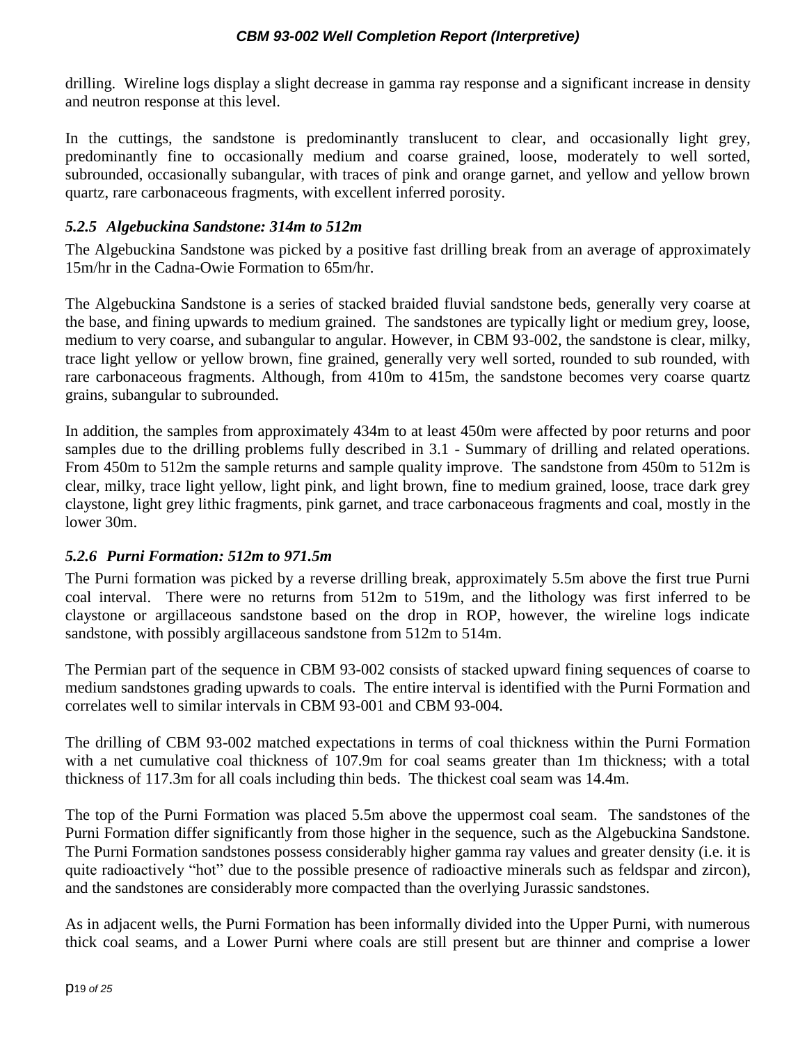drilling. Wireline logs display a slight decrease in gamma ray response and a significant increase in density and neutron response at this level.

In the cuttings, the sandstone is predominantly translucent to clear, and occasionally light grey, predominantly fine to occasionally medium and coarse grained, loose, moderately to well sorted, subrounded, occasionally subangular, with traces of pink and orange garnet, and yellow and yellow brown quartz, rare carbonaceous fragments, with excellent inferred porosity.

### *5.2.5 Algebuckina Sandstone: 314m to 512m*

The Algebuckina Sandstone was picked by a positive fast drilling break from an average of approximately 15m/hr in the Cadna-Owie Formation to 65m/hr.

The Algebuckina Sandstone is a series of stacked braided fluvial sandstone beds, generally very coarse at the base, and fining upwards to medium grained. The sandstones are typically light or medium grey, loose, medium to very coarse, and subangular to angular. However, in CBM 93-002, the sandstone is clear, milky, trace light yellow or yellow brown, fine grained, generally very well sorted, rounded to sub rounded, with rare carbonaceous fragments. Although, from 410m to 415m, the sandstone becomes very coarse quartz grains, subangular to subrounded.

In addition, the samples from approximately 434m to at least 450m were affected by poor returns and poor samples due to the drilling problems fully described in 3.1 - Summary of drilling and related operations. From 450m to 512m the sample returns and sample quality improve. The sandstone from 450m to 512m is clear, milky, trace light yellow, light pink, and light brown, fine to medium grained, loose, trace dark grey claystone, light grey lithic fragments, pink garnet, and trace carbonaceous fragments and coal, mostly in the lower 30m.

### *5.2.6 Purni Formation: 512m to 971.5m*

The Purni formation was picked by a reverse drilling break, approximately 5.5m above the first true Purni coal interval. There were no returns from 512m to 519m, and the lithology was first inferred to be claystone or argillaceous sandstone based on the drop in ROP, however, the wireline logs indicate sandstone, with possibly argillaceous sandstone from 512m to 514m.

The Permian part of the sequence in CBM 93-002 consists of stacked upward fining sequences of coarse to medium sandstones grading upwards to coals. The entire interval is identified with the Purni Formation and correlates well to similar intervals in CBM 93-001 and CBM 93-004.

The drilling of CBM 93-002 matched expectations in terms of coal thickness within the Purni Formation with a net cumulative coal thickness of 107.9m for coal seams greater than 1m thickness; with a total thickness of 117.3m for all coals including thin beds. The thickest coal seam was 14.4m.

The top of the Purni Formation was placed 5.5m above the uppermost coal seam. The sandstones of the Purni Formation differ significantly from those higher in the sequence, such as the Algebuckina Sandstone. The Purni Formation sandstones possess considerably higher gamma ray values and greater density (i.e. it is quite radioactively "hot" due to the possible presence of radioactive minerals such as feldspar and zircon), and the sandstones are considerably more compacted than the overlying Jurassic sandstones.

As in adjacent wells, the Purni Formation has been informally divided into the Upper Purni, with numerous thick coal seams, and a Lower Purni where coals are still present but are thinner and comprise a lower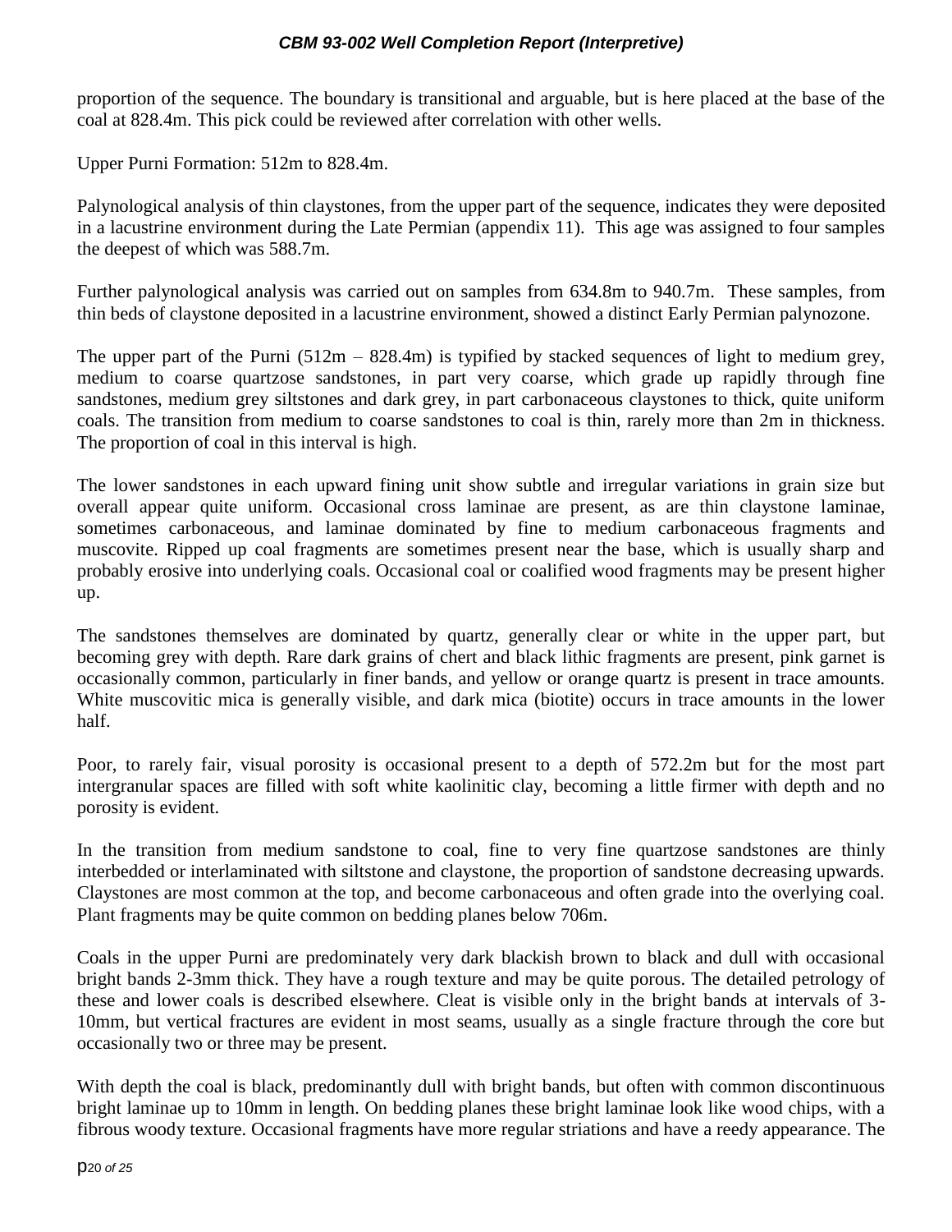proportion of the sequence. The boundary is transitional and arguable, but is here placed at the base of the coal at 828.4m. This pick could be reviewed after correlation with other wells.

Upper Purni Formation: 512m to 828.4m.

Palynological analysis of thin claystones, from the upper part of the sequence, indicates they were deposited in a lacustrine environment during the Late Permian (appendix 11). This age was assigned to four samples the deepest of which was 588.7m.

Further palynological analysis was carried out on samples from 634.8m to 940.7m. These samples, from thin beds of claystone deposited in a lacustrine environment, showed a distinct Early Permian palynozone.

The upper part of the Purni (512m – 828.4m) is typified by stacked sequences of light to medium grey, medium to coarse quartzose sandstones, in part very coarse, which grade up rapidly through fine sandstones, medium grey siltstones and dark grey, in part carbonaceous claystones to thick, quite uniform coals. The transition from medium to coarse sandstones to coal is thin, rarely more than 2m in thickness. The proportion of coal in this interval is high.

The lower sandstones in each upward fining unit show subtle and irregular variations in grain size but overall appear quite uniform. Occasional cross laminae are present, as are thin claystone laminae, sometimes carbonaceous, and laminae dominated by fine to medium carbonaceous fragments and muscovite. Ripped up coal fragments are sometimes present near the base, which is usually sharp and probably erosive into underlying coals. Occasional coal or coalified wood fragments may be present higher up.

The sandstones themselves are dominated by quartz, generally clear or white in the upper part, but becoming grey with depth. Rare dark grains of chert and black lithic fragments are present, pink garnet is occasionally common, particularly in finer bands, and yellow or orange quartz is present in trace amounts. White muscovitic mica is generally visible, and dark mica (biotite) occurs in trace amounts in the lower half.

Poor, to rarely fair, visual porosity is occasional present to a depth of 572.2m but for the most part intergranular spaces are filled with soft white kaolinitic clay, becoming a little firmer with depth and no porosity is evident.

In the transition from medium sandstone to coal, fine to very fine quartzose sandstones are thinly interbedded or interlaminated with siltstone and claystone, the proportion of sandstone decreasing upwards. Claystones are most common at the top, and become carbonaceous and often grade into the overlying coal. Plant fragments may be quite common on bedding planes below 706m.

Coals in the upper Purni are predominately very dark blackish brown to black and dull with occasional bright bands 2-3mm thick. They have a rough texture and may be quite porous. The detailed petrology of these and lower coals is described elsewhere. Cleat is visible only in the bright bands at intervals of 3-10mm, but vertical fractures are evident in most seams, usually as a single fracture through the core but occasionally two or three may be present.

With depth the coal is black, predominantly dull with bright bands, but often with common discontinuous bright laminae up to 10mm in length. On bedding planes these bright laminae look like wood chips, with a fibrous woody texture. Occasional fragments have more regular striations and have a reedy appearance. The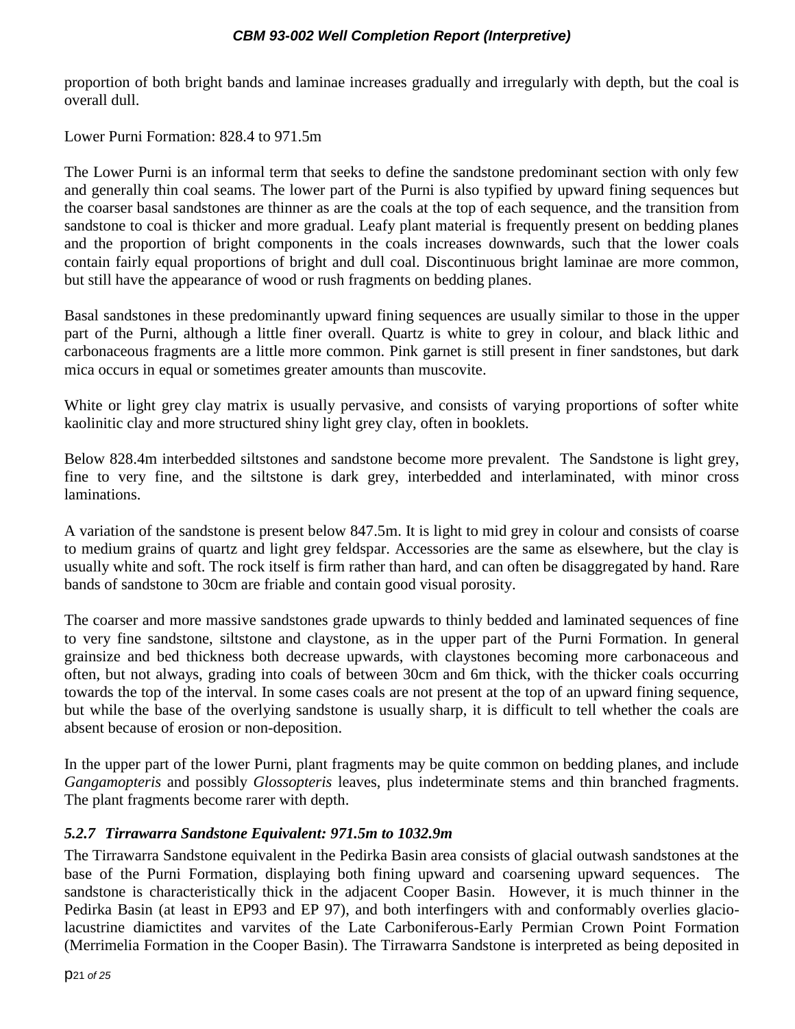proportion of both bright bands and laminae increases gradually and irregularly with depth, but the coal is overall dull.

Lower Purni Formation: 828.4 to 971.5m

The Lower Purni is an informal term that seeks to define the sandstone predominant section with only few and generally thin coal seams. The lower part of the Purni is also typified by upward fining sequences but the coarser basal sandstones are thinner as are the coals at the top of each sequence, and the transition from sandstone to coal is thicker and more gradual. Leafy plant material is frequently present on bedding planes and the proportion of bright components in the coals increases downwards, such that the lower coals contain fairly equal proportions of bright and dull coal. Discontinuous bright laminae are more common, but still have the appearance of wood or rush fragments on bedding planes.

Basal sandstones in these predominantly upward fining sequences are usually similar to those in the upper part of the Purni, although a little finer overall. Quartz is white to grey in colour, and black lithic and carbonaceous fragments are a little more common. Pink garnet is still present in finer sandstones, but dark mica occurs in equal or sometimes greater amounts than muscovite.

White or light grey clay matrix is usually pervasive, and consists of varying proportions of softer white kaolinitic clay and more structured shiny light grey clay, often in booklets.

Below 828.4m interbedded siltstones and sandstone become more prevalent. The Sandstone is light grey, fine to very fine, and the siltstone is dark grey, interbedded and interlaminated, with minor cross laminations.

A variation of the sandstone is present below 847.5m. It is light to mid grey in colour and consists of coarse to medium grains of quartz and light grey feldspar. Accessories are the same as elsewhere, but the clay is usually white and soft. The rock itself is firm rather than hard, and can often be disaggregated by hand. Rare bands of sandstone to 30cm are friable and contain good visual porosity.

The coarser and more massive sandstones grade upwards to thinly bedded and laminated sequences of fine to very fine sandstone, siltstone and claystone, as in the upper part of the Purni Formation. In general grainsize and bed thickness both decrease upwards, with claystones becoming more carbonaceous and often, but not always, grading into coals of between 30cm and 6m thick, with the thicker coals occurring towards the top of the interval. In some cases coals are not present at the top of an upward fining sequence, but while the base of the overlying sandstone is usually sharp, it is difficult to tell whether the coals are absent because of erosion or non-deposition.

In the upper part of the lower Purni, plant fragments may be quite common on bedding planes, and include *Gangamopteris* and possibly *Glossopteris* leaves, plus indeterminate stems and thin branched fragments. The plant fragments become rarer with depth.

### *5.2.7 Tirrawarra Sandstone Equivalent: 971.5m to 1032.9m*

The Tirrawarra Sandstone equivalent in the Pedirka Basin area consists of glacial outwash sandstones at the base of the Purni Formation, displaying both fining upward and coarsening upward sequences. The sandstone is characteristically thick in the adjacent Cooper Basin. However, it is much thinner in the Pedirka Basin (at least in EP93 and EP 97), and both interfingers with and conformably overlies glacio-lacustrine diamictites and varvites of the Late Carboniferous-Early Permian Crown Point Formation (Merrimelia Formation in the Cooper Basin). The Tirrawarra Sandstone is interpreted as being deposited in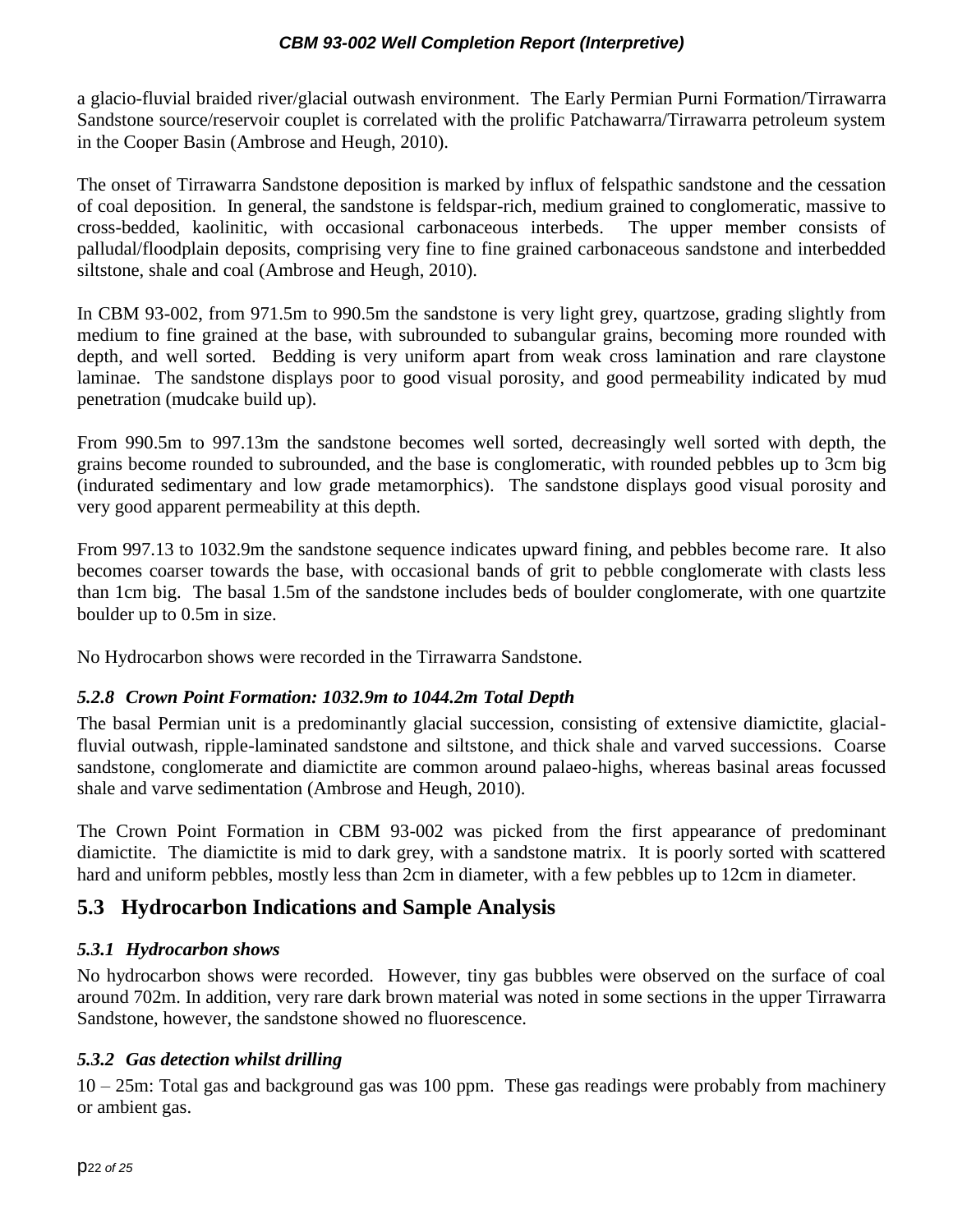a glacio-fluvial braided river/glacial outwash environment. The Early Permian Purni Formation/Tirrawarra Sandstone source/reservoir couplet is correlated with the prolific Patchawarra/Tirrawarra petroleum system in the Cooper Basin (Ambrose and Heugh, 2010).

The onset of Tirrawarra Sandstone deposition is marked by influx of felspathic sandstone and the cessation of coal deposition. In general, the sandstone is feldspar-rich, medium grained to conglomeratic, massive to cross-bedded, kaolinitic, with occasional carbonaceous interbeds. The upper member consists of palludal/floodplain deposits, comprising very fine to fine grained carbonaceous sandstone and interbedded siltstone, shale and coal (Ambrose and Heugh, 2010).

In CBM 93-002, from 971.5m to 990.5m the sandstone is very light grey, quartzose, grading slightly from medium to fine grained at the base, with subrounded to subangular grains, becoming more rounded with depth, and well sorted. Bedding is very uniform apart from weak cross lamination and rare claystone laminae. The sandstone displays poor to good visual porosity, and good permeability indicated by mud penetration (mudcake build up).

From 990.5m to 997.13m the sandstone becomes well sorted, decreasingly well sorted with depth, the grains become rounded to subrounded, and the base is conglomeratic, with rounded pebbles up to 3cm big (indurated sedimentary and low grade metamorphics). The sandstone displays good visual porosity and very good apparent permeability at this depth.

From 997.13 to 1032.9m the sandstone sequence indicates upward fining, and pebbles become rare. It also becomes coarser towards the base, with occasional bands of grit to pebble conglomerate with clasts less than 1cm big. The basal 1.5m of the sandstone includes beds of boulder conglomerate, with one quartzite boulder up to 0.5m in size.

No Hydrocarbon shows were recorded in the Tirrawarra Sandstone.

### *5.2.8 Crown Point Formation: 1032.9m to 1044.2m Total Depth*

The basal Permian unit is a predominantly glacial succession, consisting of extensive diamictite, glacial-fluvial outwash, ripple-laminated sandstone and siltstone, and thick shale and varved successions. Coarse sandstone, conglomerate and diamictite are common around palaeo-highs, whereas basinal areas focussed shale and varve sedimentation (Ambrose and Heugh, 2010).

The Crown Point Formation in CBM 93-002 was picked from the first appearance of predominant diamictite. The diamictite is mid to dark grey, with a sandstone matrix. It is poorly sorted with scattered hard and uniform pebbles, mostly less than 2cm in diameter, with a few pebbles up to 12cm in diameter.

## 5.3 Hydrocarbon Indications and Sample Analysis

### *5.3.1 Hydrocarbon shows*

No hydrocarbon shows were recorded. However, tiny gas bubbles were observed on the surface of coal around 702m. In addition, very rare dark brown material was noted in some sections in the upper Tirrawarra Sandstone, however, the sandstone showed no fluorescence.

### *5.3.2 Gas detection whilst drilling*

10 – 25m: Total gas and background gas was 100 ppm. These gas readings were probably from machinery or ambient gas.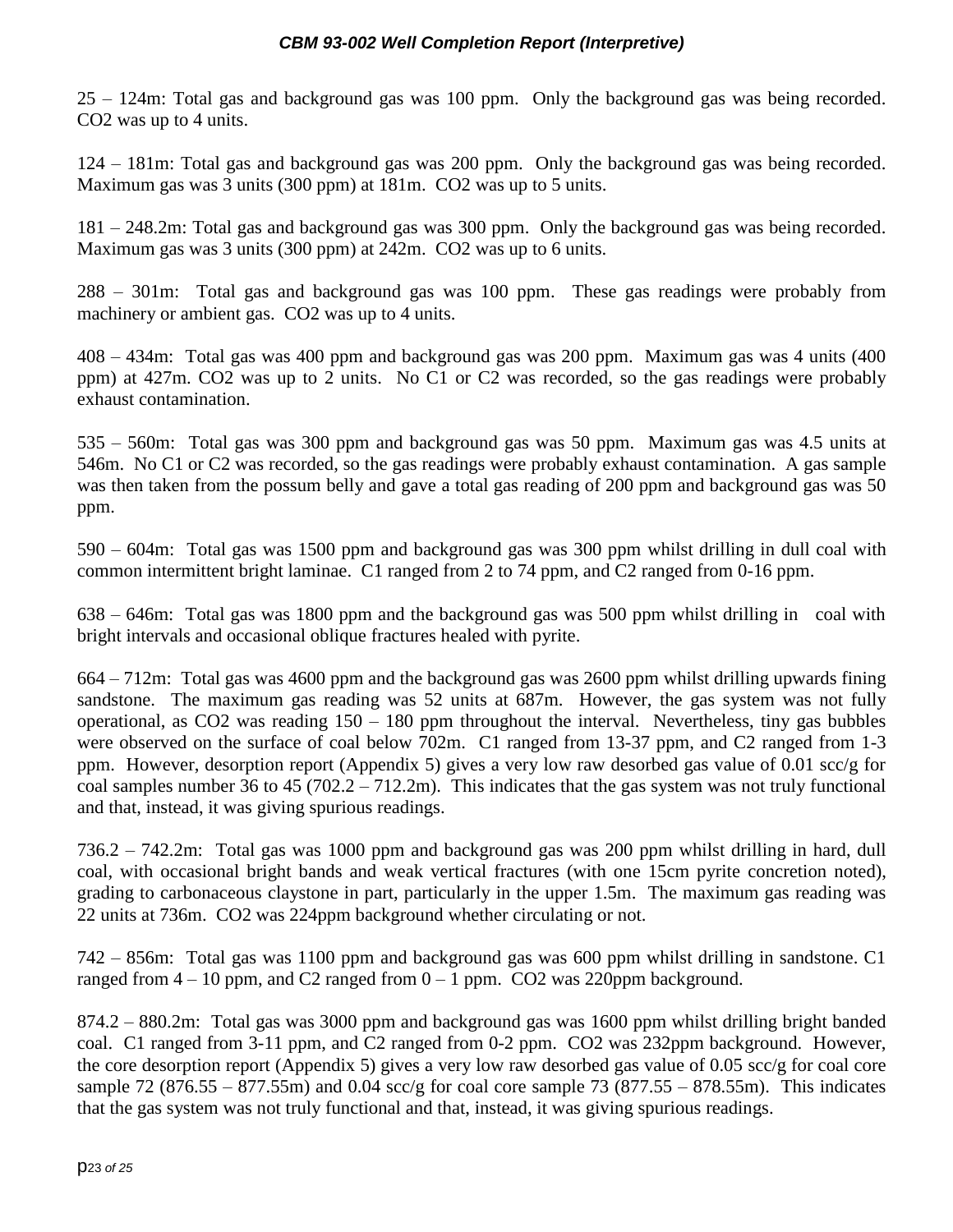25 – 124m: Total gas and background gas was 100 ppm. Only the background gas was being recorded. $CO_2$ was up to 4 units.

124 – 181m: Total gas and background gas was 200 ppm. Only the background gas was being recorded. Maximum gas was 3 units (300 ppm) at 181m. $CO_2$ was up to 5 units.

181 – 248.2m: Total gas and background gas was 300 ppm. Only the background gas was being recorded. Maximum gas was 3 units (300 ppm) at 242m. $CO_2$ was up to 6 units.

288 – 301m: Total gas and background gas was 100 ppm. These gas readings were probably from machinery or ambient gas. $CO_2$ was up to 4 units.

408 – 434m: Total gas was 400 ppm and background gas was 200 ppm. Maximum gas was 4 units (400 ppm) at 427m. $CO_2$ was up to 2 units. No $C_1$ or $C_2$ was recorded, so the gas readings were probably exhaust contamination.

535 – 560m: Total gas was 300 ppm and background gas was 50 ppm. Maximum gas was 4.5 units at 546m. No $C_1$ or $C_2$ was recorded, so the gas readings were probably exhaust contamination. A gas sample was then taken from the possum belly and gave a total gas reading of 200 ppm and background gas was 50 ppm.

590 – 604m: Total gas was 1500 ppm and background gas was 300 ppm whilst drilling in dull coal with common intermittent bright laminae. $C_1$ ranged from 2 to 74 ppm, and $C_2$ ranged from 0-16 ppm.

638 – 646m: Total gas was 1800 ppm and the background gas was 500 ppm whilst drilling in coal with bright intervals and occasional oblique fractures healed with pyrite.

664 – 712m: Total gas was 4600 ppm and the background gas was 2600 ppm whilst drilling upwards fining sandstone. The maximum gas reading was 52 units at 687m. However, the gas system was not fully operational, as $CO_2$ was reading 150 – 180 ppm throughout the interval. Nevertheless, tiny gas bubbles were observed on the surface of coal below 702m. $C_1$ ranged from 13-37 ppm, and $C_2$ ranged from 1-3 ppm. However, desorption report (Appendix 5) gives a very low raw desorbed gas value of 0.01 scc/g for coal samples number 36 to 45 (702.2 – 712.2m). This indicates that the gas system was not truly functional and that, instead, it was giving spurious readings.

736.2 – 742.2m: Total gas was 1000 ppm and background gas was 200 ppm whilst drilling in hard, dull coal, with occasional bright bands and weak vertical fractures (with one 15cm pyrite concretion noted), grading to carbonaceous claystone in part, particularly in the upper 1.5m. The maximum gas reading was 22 units at 736m. $CO_2$ was 224ppm background whether circulating or not.

742 – 856m: Total gas was 1100 ppm and background gas was 600 ppm whilst drilling in sandstone. $C_1$ ranged from 4 – 10 ppm, and $C_2$ ranged from 0 – 1 ppm. $CO_2$ was 220ppm background.

874.2 – 880.2m: Total gas was 3000 ppm and background gas was 1600 ppm whilst drilling bright banded coal. $C_1$ ranged from 3-11 ppm, and $C_2$ ranged from 0-2 ppm. $CO_2$ was 232ppm background. However, the core desorption report (Appendix 5) gives a very low raw desorbed gas value of 0.05 scc/g for coal core sample 72 (876.55 – 877.55m) and 0.04 scc/g for coal core sample 73 (877.55 – 878.55m). This indicates that the gas system was not truly functional and that, instead, it was giving spurious readings.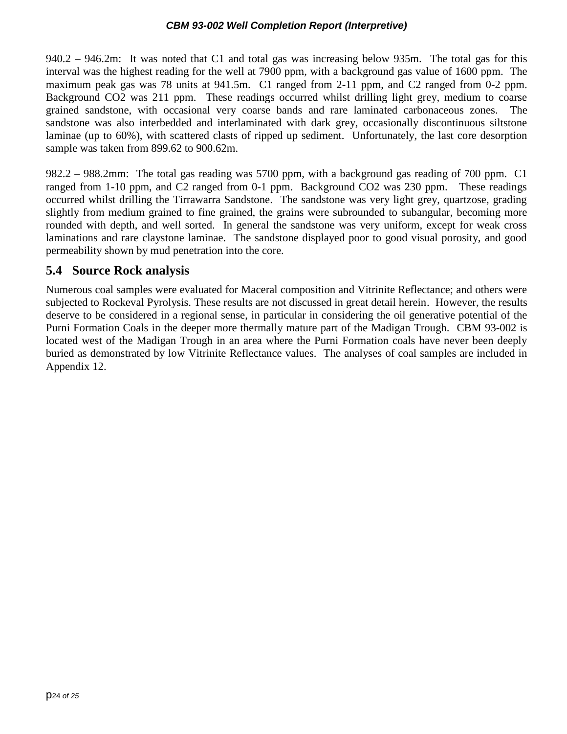940.2 – 946.2m: It was noted that C1 and total gas was increasing below 935m. The total gas for this interval was the highest reading for the well at 7900 ppm, with a background gas value of 1600 ppm. The maximum peak gas was 78 units at 941.5m. C1 ranged from 2-11 ppm, and C2 ranged from 0-2 ppm. Background $CO_2$ was 211 ppm. These readings occurred whilst drilling light grey, medium to coarse grained sandstone, with occasional very coarse bands and rare laminated carbonaceous zones. The sandstone was also interbedded and interlaminated with dark grey, occasionally discontinuous siltstone laminae (up to 60%), with scattered clasts of ripped up sediment. Unfortunately, the last core desorption sample was taken from 899.62 to 900.62m.

982.2 – 988.2mm: The total gas reading was 5700 ppm, with a background gas reading of 700 ppm. C1 ranged from 1-10 ppm, and C2 ranged from 0-1 ppm. Background $CO_2$ was 230 ppm. These readings occurred whilst drilling the Tirrawarra Sandstone. The sandstone was very light grey, quartzose, grading slightly from medium grained to fine grained, the grains were subrounded to subangular, becoming more rounded with depth, and well sorted. In general the sandstone was very uniform, except for weak cross laminations and rare claystone laminae. The sandstone displayed poor to good visual porosity, and good permeability shown by mud penetration into the core.

## 5.4 Source Rock analysis

Numerous coal samples were evaluated for Maceral composition and Vitrinite Reflectance; and others were subjected to Rockeval Pyrolysis. These results are not discussed in great detail herein. However, the results deserve to be considered in a regional sense, in particular in considering the oil generative potential of the Purni Formation Coals in the deeper more thermally mature part of the Madigan Trough. CBM 93-002 is located west of the Madigan Trough in an area where the Purni Formation coals have never been deeply buried as demonstrated by low Vitrinite Reflectance values. The analyses of coal samples are included in Appendix 12.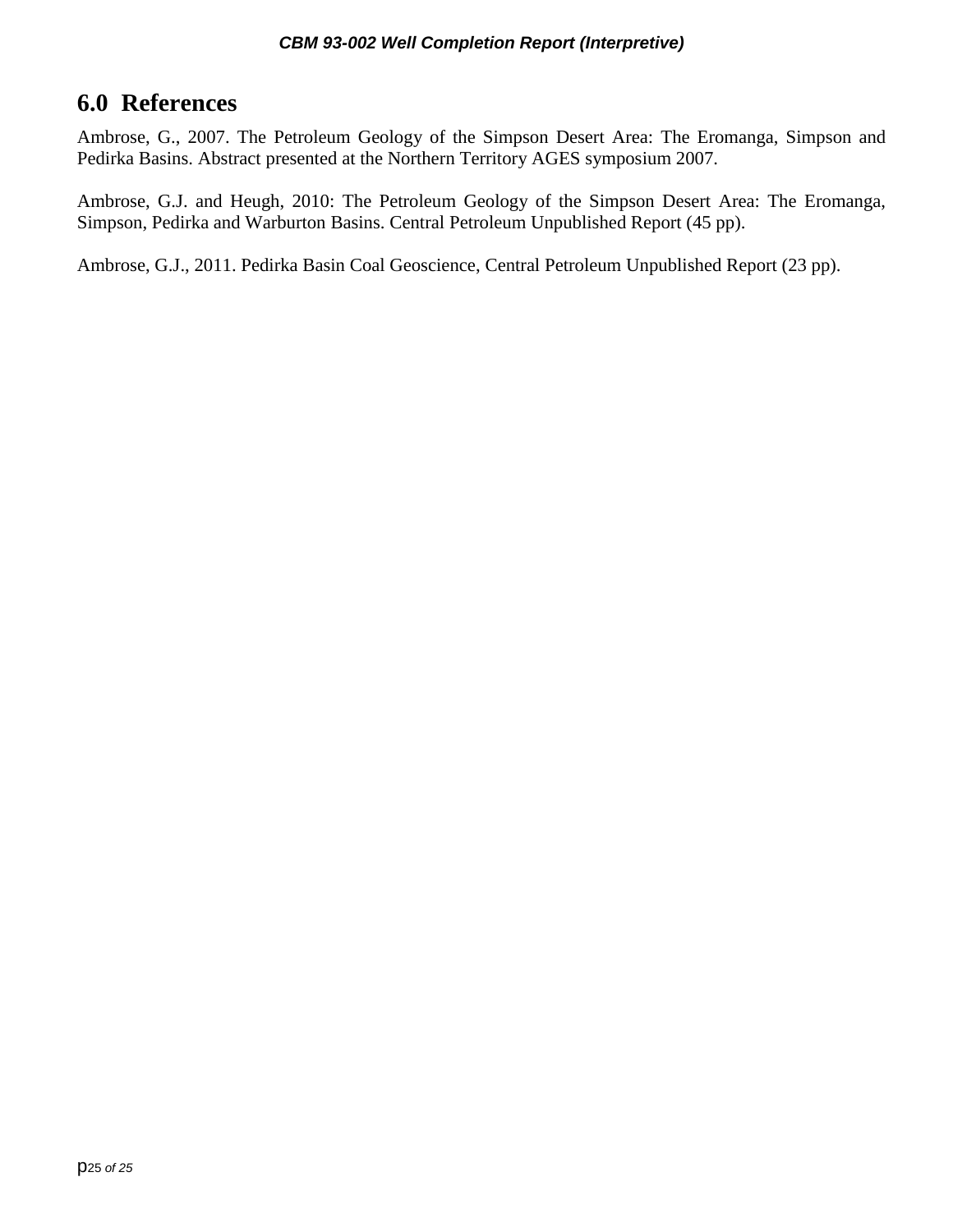## 6.0 References

Ambrose, G., 2007. The Petroleum Geology of the Simpson Desert Area: The Eromanga, Simpson and Pedirka Basins. Abstract presented at the Northern Territory AGES symposium 2007.

Ambrose, G.J. and Heugh, 2010: The Petroleum Geology of the Simpson Desert Area: The Eromanga, Simpson, Pedirka and Warburton Basins. Central Petroleum Unpublished Report (45 pp).

Ambrose, G.J., 2011. Pedirka Basin Coal Geoscience, Central Petroleum Unpublished Report (23 pp).